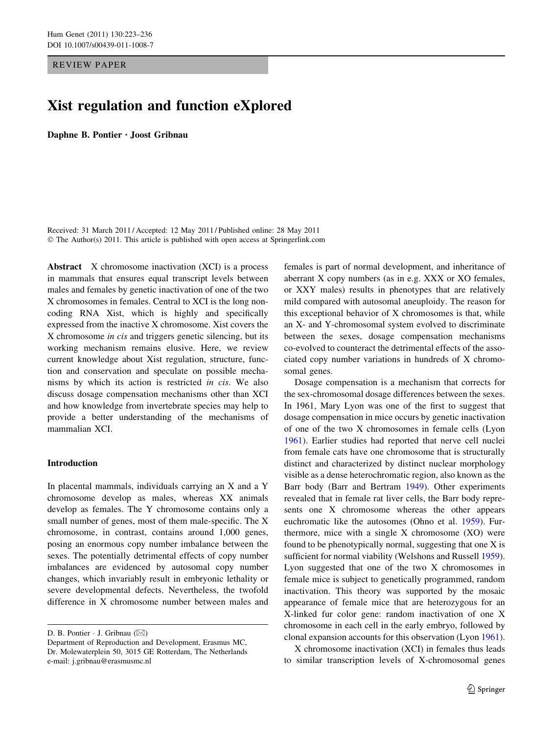REVIEW PAPER

# Xist regulation and function eXplored

**Daphne B. Pontier · Joost Gribnau**

Received: 31 March 2011 / Accepted: 12 May 2011 / Published online: 28 May 2011
© The Author(s) 2011. This article is published with open access at Springerlink.com

**Abstract** X chromosome inactivation (XCI) is a process in mammals that ensures equal transcript levels between males and females by genetic inactivation of one of the two X chromosomes in females. Central to XCI is the long non-coding RNA Xist, which is highly and specifically expressed from the inactive X chromosome. Xist covers the X chromosome *in cis* and triggers genetic silencing, but its working mechanism remains elusive. Here, we review current knowledge about Xist regulation, structure, function and conservation and speculate on possible mechanisms by which its action is restricted *in cis*. We also discuss dosage compensation mechanisms other than XCI and how knowledge from invertebrate species may help to provide a better understanding of the mechanisms of mammalian XCI.

## Introduction

In placental mammals, individuals carrying an X and a Y chromosome develop as males, whereas XX animals develop as females. The Y chromosome contains only a small number of genes, most of them male-specific. The X chromosome, in contrast, contains around 1,000 genes, posing an enormous copy number imbalance between the sexes. The potentially detrimental effects of copy number imbalances are evidenced by autosomal copy number changes, which invariably result in embryonic lethality or severe developmental defects. Nevertheless, the twofold difference in X chromosome number between males and females is part of normal development, and inheritance of aberrant X copy numbers (as in e.g. XXX or XO females, or XXY males) results in phenotypes that are relatively mild compared with autosomal aneuploidy. The reason for this exceptional behavior of X chromosomes is that, while an X- and Y-chromosomal system evolved to discriminate between the sexes, dosage compensation mechanisms co-evolved to counteract the detrimental effects of the associated copy number variations in hundreds of X chromosomal genes.

Dosage compensation is a mechanism that corrects for the sex-chromosomal dosage differences between the sexes. In 1961, Mary Lyon was one of the first to suggest that dosage compensation in mice occurs by genetic inactivation of one of the two X chromosomes in female cells (Lyon 1961). Earlier studies had reported that nerve cell nuclei from female cats have one chromosome that is structurally distinct and characterized by distinct nuclear morphology visible as a dense heterochromatic region, also known as the Barr body (Barr and Bertram 1949). Other experiments revealed that in female rat liver cells, the Barr body represents one X chromosome whereas the other appears euchromatic like the autosomes (Ohno et al. 1959). Furthermore, mice with a single X chromosome (XO) were found to be phenotypically normal, suggesting that one X is sufficient for normal viability (Welshons and Russell 1959). Lyon suggested that one of the two X chromosomes in female mice is subject to genetically programmed, random inactivation. This theory was supported by the mosaic appearance of female mice that are heterozygous for an X-linked fur color gene: random inactivation of one X chromosome in each cell in the early embryo, followed by clonal expansion accounts for this observation (Lyon 1961).

X chromosome inactivation (XCI) in females thus leads to similar transcription levels of X-chromosomal genes

D. B. Pontier · J. Gribnau (✉)
Department of Reproduction and Development, Erasmus MC, Dr. Molewaterplein 50, 3015 GE Rotterdam, The Netherlands
e-mail: j.gribnau@erasmusmc.nl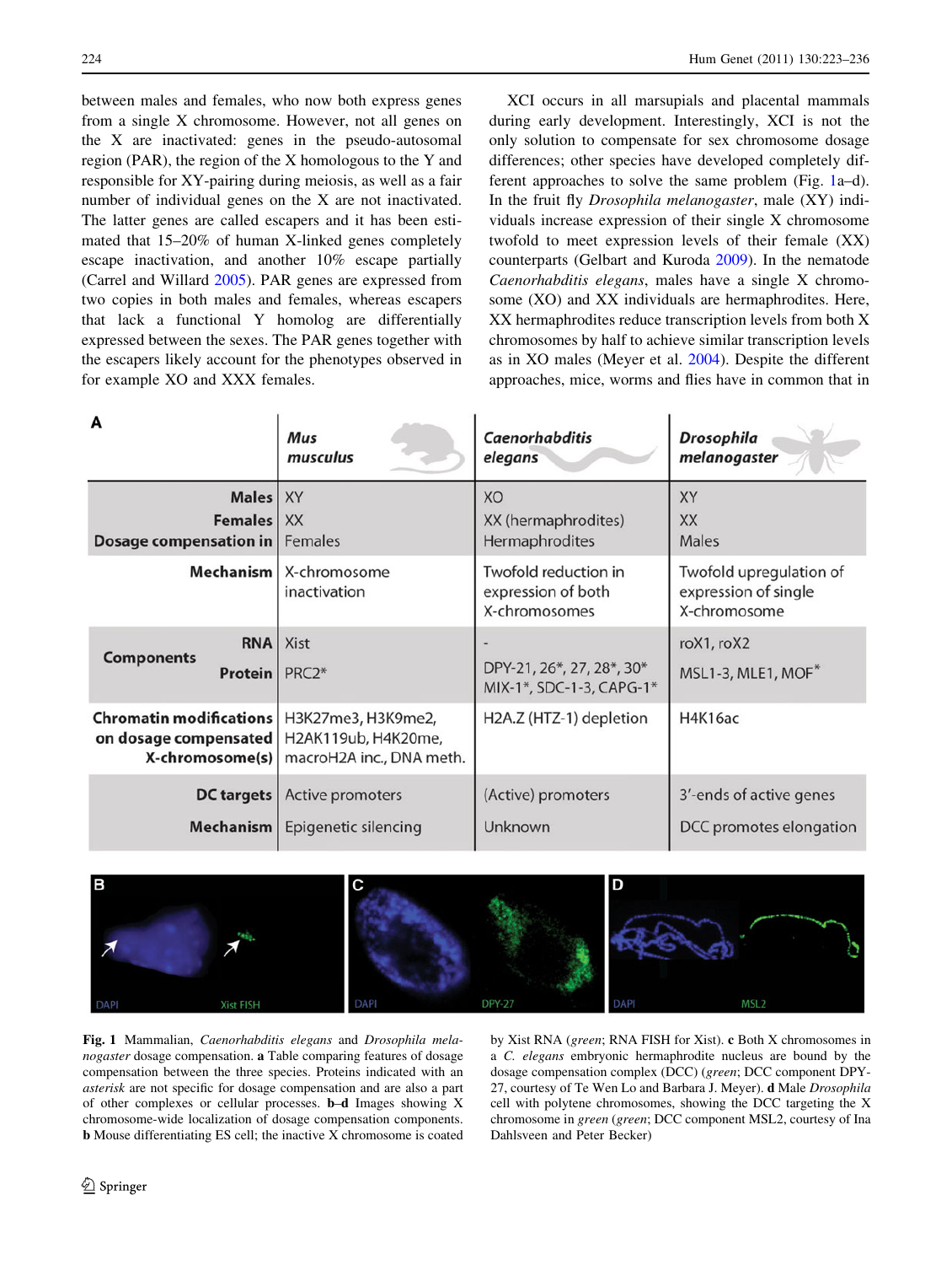between males and females, who now both express genes from a single X chromosome. However, not all genes on the X are inactivated: genes in the pseudo-autosomal region (PAR), the region of the X homologous to the Y and responsible for XY-pairing during meiosis, as well as a fair number of individual genes on the X are not inactivated. The latter genes are called escapers and it has been estimated that 15–20% of human X-linked genes completely escape inactivation, and another 10% escape partially (Carrel and Willard 2005). PAR genes are expressed from two copies in both males and females, whereas escapers that lack a functional Y homolog are differentially expressed between the sexes. The PAR genes together with the escapers likely account for the phenotypes observed in for example XO and XXX females.

XCI occurs in all marsupials and placental mammals during early development. Interestingly, XCI is not the only solution to compensate for sex chromosome dosage differences; other species have developed completely different approaches to solve the same problem (Fig. 1a–d). In the fruit fly *Drosophila melanogaster*, male (XY) individuals increase expression of their single X chromosome twofold to meet expression levels of their female (XX) counterparts (Gelbart and Kuroda 2009). In the nematode *Caenorhabditis elegans*, males have a single X chromosome (XO) and XX individuals are hermaphrodites. Here, XX hermaphrodites reduce transcription levels from both X chromosomes by half to achieve similar transcription levels as in XO males (Meyer et al. 2004). Despite the different approaches, mice, worms and flies have in common that in

**A**

| | | *Mus musculus* | *Caenorhabditis elegans* | *Drosophila melanogaster* |
|---|---|---|---|---|
| | **Males** | XY | XO | XY |
| | **Females** | XX | XX (hermaphrodites) | XX |
| | **Dosage compensation in** | Females | Hermaphrodites | Males |
| | **Mechanism** | X-chromosome inactivation | Twofold reduction in expression of both X-chromosomes | Twofold upregulation of expression of single X-chromosome |
| **Components** | **RNA** | Xist | - | roX1, roX2 |
| | **Protein** | PRC2* | DPY-21, 26*, 27, 28*, 30* MIX-1*, SDC-1-3, CAPG-1* | MSL1-3, MLE1, MOF* |
| | **Chromatin modifications on dosage compensated X-chromosome(s)** | H3K27me3, H3K9me2, H2AK119ub, H4K20me, macroH2A inc., DNA meth. | H2A.Z (HTZ-1) depletion | H4K16ac |
| | **DC targets** | Active promoters | (Active) promoters | 3′-ends of active genes |
| | **Mechanism** | Epigenetic silencing | Unknown | DCC promotes elongation |

**Fig. 1** Mammalian, *Caenorhabditis elegans* and *Drosophila melanogaster* dosage compensation. **a** Table comparing features of dosage compensation between the three species. Proteins indicated with an *asterisk* are not specific for dosage compensation and are also a part of other complexes or cellular processes. **b–d** Images showing X chromosome-wide localization of dosage compensation components. **b** Mouse differentiating ES cell; the inactive X chromosome is coated by Xist RNA (*green*; RNA FISH for Xist). **c** Both X chromosomes in a *C. elegans* embryonic hermaphrodite nucleus are bound by the dosage compensation complex (DCC) (*green*; DCC component DPY-27, courtesy of Te Wen Lo and Barbara J. Meyer). **d** Male *Drosophila* cell with polytene chromosomes, showing the DCC targeting the X chromosome in *green* (*green*; DCC component MSL2, courtesy of Ina Dahlsveen and Peter Becker)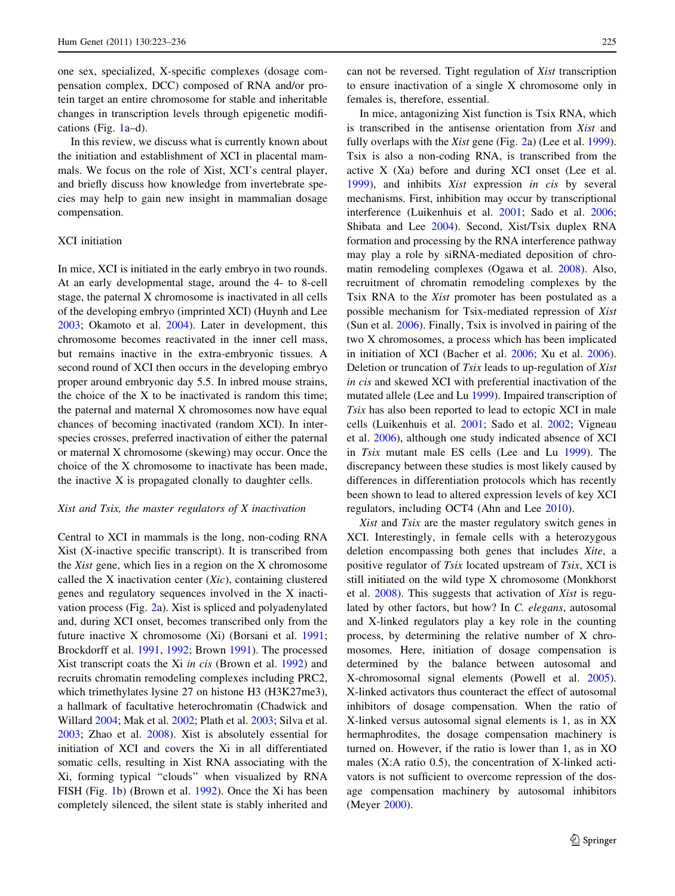one sex, specialized, X-specific complexes (dosage compensation complex, DCC) composed of RNA and/or protein target an entire chromosome for stable and inheritable changes in transcription levels through epigenetic modifications (Fig. 1a–d).

In this review, we discuss what is currently known about the initiation and establishment of XCI in placental mammals. We focus on the role of Xist, XCI's central player, and briefly discuss how knowledge from invertebrate species may help to gain new insight in mammalian dosage compensation.

## XCI initiation

In mice, XCI is initiated in the early embryo in two rounds. At an early developmental stage, around the 4- to 8-cell stage, the paternal X chromosome is inactivated in all cells of the developing embryo (imprinted XCI) (Huynh and Lee 2003; Okamoto et al. 2004). Later in development, this chromosome becomes reactivated in the inner cell mass, but remains inactive in the extra-embryonic tissues. A second round of XCI then occurs in the developing embryo proper around embryonic day 5.5. In inbred mouse strains, the choice of the X to be inactivated is random this time; the paternal and maternal X chromosomes now have equal chances of becoming inactivated (random XCI). In interspecies crosses, preferred inactivation of either the paternal or maternal X chromosome (skewing) may occur. Once the choice of the X chromosome to inactivate has been made, the inactive X is propagated clonally to daughter cells.

### *Xist and Tsix, the master regulators of X inactivation*

Central to XCI in mammals is the long, non-coding RNA Xist (X-inactive specific transcript). It is transcribed from the *Xist* gene, which lies in a region on the X chromosome called the X inactivation center (*Xic*), containing clustered genes and regulatory sequences involved in the X inactivation process (Fig. 2a). Xist is spliced and polyadenylated and, during XCI onset, becomes transcribed only from the future inactive X chromosome (Xi) (Borsani et al. 1991; Brockdorff et al. 1991, 1992; Brown 1991). The processed Xist transcript coats the Xi *in cis* (Brown et al. 1992) and recruits chromatin remodeling complexes including PRC2, which trimethylates lysine 27 on histone H3 (H3K27me3), a hallmark of facultative heterochromatin (Chadwick and Willard 2004; Mak et al. 2002; Plath et al. 2003; Silva et al. 2003; Zhao et al. 2008). Xist is absolutely essential for initiation of XCI and covers the Xi in all differentiated somatic cells, resulting in Xist RNA associating with the Xi, forming typical "clouds" when visualized by RNA FISH (Fig. 1b) (Brown et al. 1992). Once the Xi has been completely silenced, the silent state is stably inherited and can not be reversed. Tight regulation of *Xist* transcription to ensure inactivation of a single X chromosome only in females is, therefore, essential.

In mice, antagonizing Xist function is Tsix RNA, which is transcribed in the antisense orientation from *Xist* and fully overlaps with the *Xist* gene (Fig. 2a) (Lee et al. 1999). Tsix is also a non-coding RNA, is transcribed from the active X (Xa) before and during XCI onset (Lee et al. 1999), and inhibits *Xist* expression *in cis* by several mechanisms. First, inhibition may occur by transcriptional interference (Luikenhuis et al. 2001; Sado et al. 2006; Shibata and Lee 2004). Second, Xist/Tsix duplex RNA formation and processing by the RNA interference pathway may play a role by siRNA-mediated deposition of chromatin remodeling complexes (Ogawa et al. 2008). Also, recruitment of chromatin remodeling complexes by the Tsix RNA to the *Xist* promoter has been postulated as a possible mechanism for Tsix-mediated repression of *Xist* (Sun et al. 2006). Finally, Tsix is involved in pairing of the two X chromosomes, a process which has been implicated in initiation of XCI (Bacher et al. 2006; Xu et al. 2006). Deletion or truncation of *Tsix* leads to up-regulation of *Xist in cis* and skewed XCI with preferential inactivation of the mutated allele (Lee and Lu 1999). Impaired transcription of *Tsix* has also been reported to lead to ectopic XCI in male cells (Luikenhuis et al. 2001; Sado et al. 2002; Vigneau et al. 2006), although one study indicated absence of XCI in *Tsix* mutant male ES cells (Lee and Lu 1999). The discrepancy between these studies is most likely caused by differences in differentiation protocols which has recently been shown to lead to altered expression levels of key XCI regulators, including OCT4 (Ahn and Lee 2010).

*Xist* and *Tsix* are the master regulatory switch genes in XCI. Interestingly, in female cells with a heterozygous deletion encompassing both genes that includes *Xite*, a positive regulator of *Tsix* located upstream of *Tsix*, XCI is still initiated on the wild type X chromosome (Monkhorst et al. 2008). This suggests that activation of *Xist* is regulated by other factors, but how? In *C. elegans*, autosomal and X-linked regulators play a key role in the counting process, by determining the relative number of X chromosomes. Here, initiation of dosage compensation is determined by the balance between autosomal and X-chromosomal signal elements (Powell et al. 2005). X-linked activators thus counteract the effect of autosomal inhibitors of dosage compensation. When the ratio of X-linked versus autosomal signal elements is 1, as in XX hermaphrodites, the dosage compensation machinery is turned on. However, if the ratio is lower than 1, as in XO males (X:A ratio 0.5), the concentration of X-linked activators is not sufficient to overcome repression of the dosage compensation machinery by autosomal inhibitors (Meyer 2000).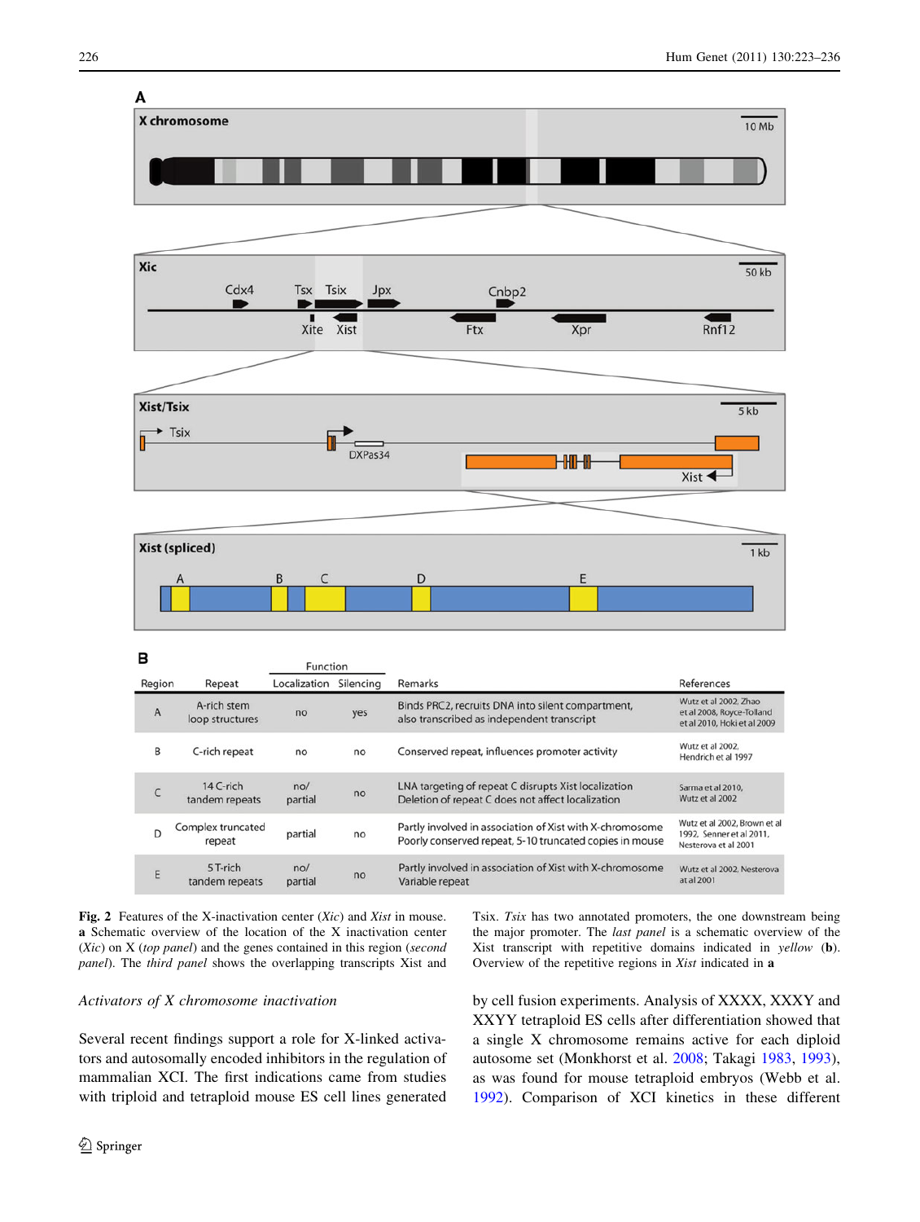**Table B**

| Region | Repeat | Function | | Remarks | References |
|---|---|---|---|---|---|
| | | Localization | Silencing | | |
| A | A-rich stem loop structures | no | yes | Binds PRC2, recruits DNA into silent compartment, also transcribed as independent transcript | Wutz et al 2002, Zhao et al 2008, Royce-Tolland et al 2010, Hoki et al 2009 |
| B | C-rich repeat | no | no | Conserved repeat, influences promoter activity | Wutz et al 2002, Hendrich et al 1997 |
| C | 14 C-rich tandem repeats | no/ partial | no | LNA targeting of repeat C disrupts Xist localization Deletion of repeat C does not affect localization | Sarma et al 2010, Wutz et al 2002 |
| D | Complex truncated repeat | partial | no | Partly involved in association of Xist with X-chromosome Poorly conserved repeat, 5-10 truncated copies in mouse | Wutz et al 2002, Brown et al 1992, Senner et al 2011, Nesterova et al 2001 |
| E | 5 T-rich tandem repeats | no/ partial | no | Partly involved in association of Xist with X-chromosome Variable repeat | Wutz et al 2002, Nesterova at al 2001 |

**Fig. 2** Features of the X-inactivation center (*Xic*) and *Xist* in mouse. **a** Schematic overview of the location of the X inactivation center (*Xic*) on X (*top panel*) and the genes contained in this region (*second panel*). The *third panel* shows the overlapping transcripts Xist and Tsix. *Tsix* has two annotated promoters, the one downstream being the major promoter. The *last panel* is a schematic overview of the Xist transcript with repetitive domains indicated in *yellow* (**b**). Overview of the repetitive regions in *Xist* indicated in **a**

*Activators of X chromosome inactivation*

Several recent findings support a role for X-linked activators and autosomally encoded inhibitors in the regulation of mammalian XCI. The first indications came from studies with triploid and tetraploid mouse ES cell lines generated by cell fusion experiments. Analysis of XXXX, XXXY and XXYY tetraploid ES cells after differentiation showed that a single X chromosome remains active for each diploid autosome set (Monkhorst et al. 2008; Takagi 1983, 1993), as was found for mouse tetraploid embryos (Webb et al. 1992). Comparison of XCI kinetics in these different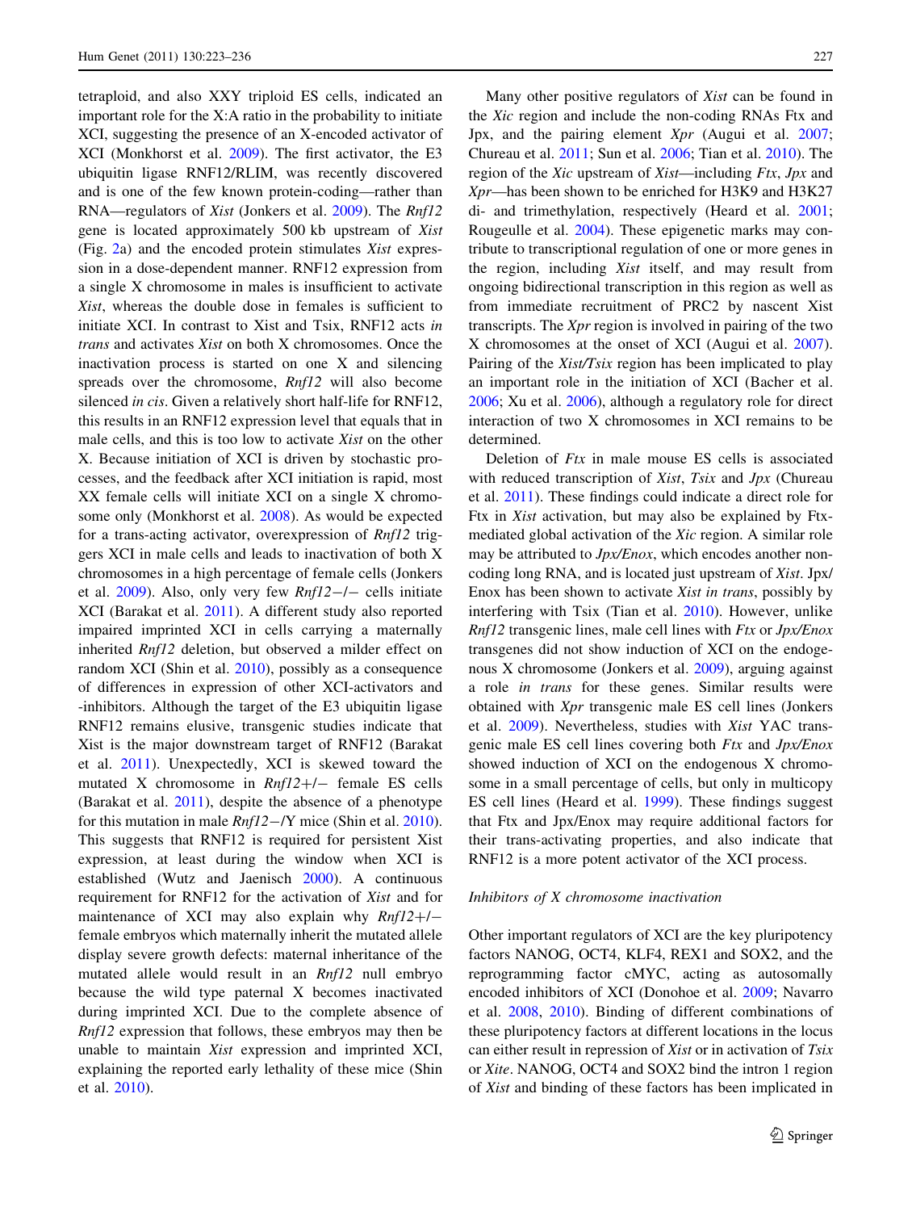tetraploid, and also XXY triploid ES cells, indicated an important role for the X:A ratio in the probability to initiate XCI, suggesting the presence of an X-encoded activator of XCI (Monkhorst et al. 2009). The first activator, the E3 ubiquitin ligase RNF12/RLIM, was recently discovered and is one of the few known protein-coding—rather than RNA—regulators of *Xist* (Jonkers et al. 2009). The *Rnf12* gene is located approximately 500 kb upstream of *Xist* (Fig. 2a) and the encoded protein stimulates *Xist* expression in a dose-dependent manner. RNF12 expression from a single X chromosome in males is insufficient to activate *Xist*, whereas the double dose in females is sufficient to initiate XCI. In contrast to Xist and Tsix, RNF12 acts *in trans* and activates *Xist* on both X chromosomes. Once the inactivation process is started on one X and silencing spreads over the chromosome, *Rnf12* will also become silenced *in cis*. Given a relatively short half-life for RNF12, this results in an RNF12 expression level that equals that in male cells, and this is too low to activate *Xist* on the other X. Because initiation of XCI is driven by stochastic processes, and the feedback after XCI initiation is rapid, most XX female cells will initiate XCI on a single X chromosome only (Monkhorst et al. 2008). As would be expected for a trans-acting activator, overexpression of *Rnf12* triggers XCI in male cells and leads to inactivation of both X chromosomes in a high percentage of female cells (Jonkers et al. 2009). Also, only very few *Rnf12−/−* cells initiate XCI (Barakat et al. 2011). A different study also reported impaired imprinted XCI in cells carrying a maternally inherited *Rnf12* deletion, but observed a milder effect on random XCI (Shin et al. 2010), possibly as a consequence of differences in expression of other XCI-activators and -inhibitors. Although the target of the E3 ubiquitin ligase RNF12 remains elusive, transgenic studies indicate that Xist is the major downstream target of RNF12 (Barakat et al. 2011). Unexpectedly, XCI is skewed toward the mutated X chromosome in *Rnf12+/−* female ES cells (Barakat et al. 2011), despite the absence of a phenotype for this mutation in male *Rnf12−/Y* mice (Shin et al. 2010). This suggests that RNF12 is required for persistent Xist expression, at least during the window when XCI is established (Wutz and Jaenisch 2000). A continuous requirement for RNF12 for the activation of *Xist* and for maintenance of XCI may also explain why *Rnf12+/−* female embryos which maternally inherit the mutated allele display severe growth defects: maternal inheritance of the mutated allele would result in an *Rnf12* null embryo because the wild type paternal X becomes inactivated during imprinted XCI. Due to the complete absence of *Rnf12* expression that follows, these embryos may then be unable to maintain *Xist* expression and imprinted XCI, explaining the reported early lethality of these mice (Shin et al. 2010).

Many other positive regulators of *Xist* can be found in the *Xic* region and include the non-coding RNAs Ftx and Jpx, and the pairing element *Xpr* (Augui et al. 2007; Chureau et al. 2011; Sun et al. 2006; Tian et al. 2010). The region of the *Xic* upstream of *Xist*—including *Ftx*, *Jpx* and *Xpr*—has been shown to be enriched for H3K9 and H3K27 di- and trimethylation, respectively (Heard et al. 2001; Rougeulle et al. 2004). These epigenetic marks may contribute to transcriptional regulation of one or more genes in the region, including *Xist* itself, and may result from ongoing bidirectional transcription in this region as well as from immediate recruitment of PRC2 by nascent Xist transcripts. The *Xpr* region is involved in pairing of the two X chromosomes at the onset of XCI (Augui et al. 2007). Pairing of the *Xist/Tsix* region has been implicated to play an important role in the initiation of XCI (Bacher et al. 2006; Xu et al. 2006), although a regulatory role for direct interaction of two X chromosomes in XCI remains to be determined.

Deletion of *Ftx* in male mouse ES cells is associated with reduced transcription of *Xist*, *Tsix* and *Jpx* (Chureau et al. 2011). These findings could indicate a direct role for Ftx in *Xist* activation, but may also be explained by Ftx-mediated global activation of the *Xic* region. A similar role may be attributed to *Jpx/Enox*, which encodes another non-coding long RNA, and is located just upstream of *Xist*. Jpx/Enox has been shown to activate *Xist in trans*, possibly by interfering with Tsix (Tian et al. 2010). However, unlike *Rnf12* transgenic lines, male cell lines with *Ftx* or *Jpx/Enox* transgenes did not show induction of XCI on the endogenous X chromosome (Jonkers et al. 2009), arguing against a role *in trans* for these genes. Similar results were obtained with *Xpr* transgenic male ES cell lines (Jonkers et al. 2009). Nevertheless, studies with *Xist* YAC transgenic male ES cell lines covering both *Ftx* and *Jpx/Enox* showed induction of XCI on the endogenous X chromosome in a small percentage of cells, but only in multicopy ES cell lines (Heard et al. 1999). These findings suggest that Ftx and Jpx/Enox may require additional factors for their trans-activating properties, and also indicate that RNF12 is a more potent activator of the XCI process.

### Inhibitors of X chromosome inactivation

Other important regulators of XCI are the key pluripotency factors NANOG, OCT4, KLF4, REX1 and SOX2, and the reprogramming factor cMYC, acting as autosomally encoded inhibitors of XCI (Donohoe et al. 2009; Navarro et al. 2008, 2010). Binding of different combinations of these pluripotency factors at different locations in the locus can either result in repression of *Xist* or in activation of *Tsix* or *Xite*. NANOG, OCT4 and SOX2 bind the intron 1 region of *Xist* and binding of these factors has been implicated in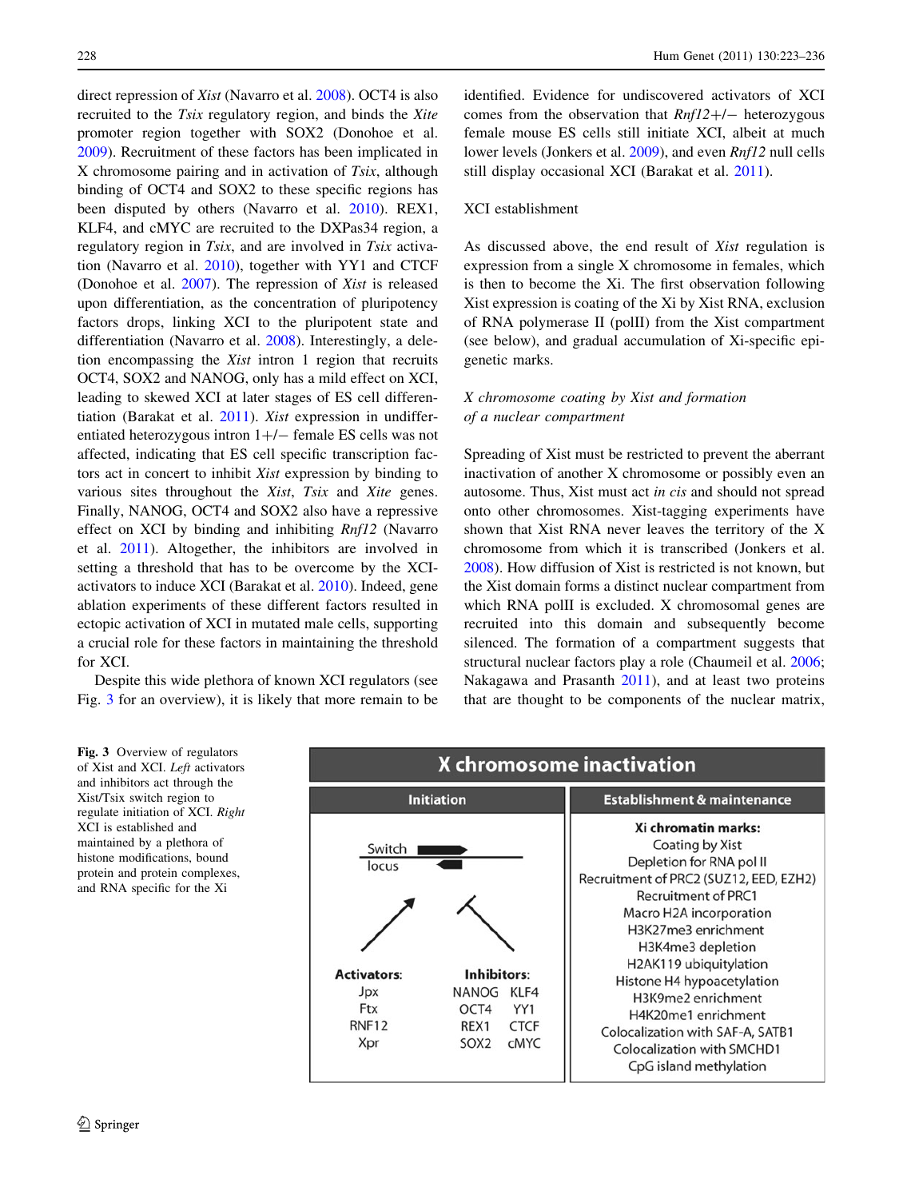direct repression of *Xist* (Navarro et al. 2008). OCT4 is also recruited to the *Tsix* regulatory region, and binds the *Xite* promoter region together with SOX2 (Donohoe et al. 2009). Recruitment of these factors has been implicated in X chromosome pairing and in activation of *Tsix*, although binding of OCT4 and SOX2 to these specific regions has been disputed by others (Navarro et al. 2010). REX1, KLF4, and cMYC are recruited to the DXPas34 region, a regulatory region in *Tsix*, and are involved in *Tsix* activation (Navarro et al. 2010), together with YY1 and CTCF (Donohoe et al. 2007). The repression of *Xist* is released upon differentiation, as the concentration of pluripotency factors drops, linking XCI to the pluripotent state and differentiation (Navarro et al. 2008). Interestingly, a deletion encompassing the *Xist* intron 1 region that recruits OCT4, SOX2 and NANOG, only has a mild effect on XCI, leading to skewed XCI at later stages of ES cell differentiation (Barakat et al. 2011). *Xist* expression in undifferentiated heterozygous intron 1+/− female ES cells was not affected, indicating that ES cell specific transcription factors act in concert to inhibit *Xist* expression by binding to various sites throughout the *Xist*, *Tsix* and *Xite* genes. Finally, NANOG, OCT4 and SOX2 also have a repressive effect on XCI by binding and inhibiting *Rnf12* (Navarro et al. 2011). Altogether, the inhibitors are involved in setting a threshold that has to be overcome by the XCI-activators to induce XCI (Barakat et al. 2010). Indeed, gene ablation experiments of these different factors resulted in ectopic activation of XCI in mutated male cells, supporting a crucial role for these factors in maintaining the threshold for XCI.

Despite this wide plethora of known XCI regulators (see Fig. 3 for an overview), it is likely that more remain to be identified. Evidence for undiscovered activators of XCI comes from the observation that *Rnf12*+/− heterozygous female mouse ES cells still initiate XCI, albeit at much lower levels (Jonkers et al. 2009), and even *Rnf12* null cells still display occasional XCI (Barakat et al. 2011).

## XCI establishment

As discussed above, the end result of *Xist* regulation is expression from a single X chromosome in females, which is then to become the Xi. The first observation following Xist expression is coating of the Xi by Xist RNA, exclusion of RNA polymerase II (polII) from the Xist compartment (see below), and gradual accumulation of Xi-specific epigenetic marks.

### *X chromosome coating by Xist and formation of a nuclear compartment*

Spreading of Xist must be restricted to prevent the aberrant inactivation of another X chromosome or possibly even an autosome. Thus, Xist must act *in cis* and should not spread onto other chromosomes. Xist-tagging experiments have shown that Xist RNA never leaves the territory of the X chromosome from which it is transcribed (Jonkers et al. 2008). How diffusion of Xist is restricted is not known, but the Xist domain forms a distinct nuclear compartment from which RNA polII is excluded. X chromosomal genes are recruited into this domain and subsequently become silenced. The formation of a compartment suggests that structural nuclear factors play a role (Chaumeil et al. 2006; Nakagawa and Prasanth 2011), and at least two proteins that are thought to be components of the nuclear matrix,

| X chromosome inactivation | | |
|---|---|---|
| **Initiation** | | **Establishment & maintenance** |
| Switch locus | | **Xi chromatin marks:** |
| **Activators:** | **Inhibitors:** | Coating by Xist |
| Jpx | NANOG KLF4 | Depletion for RNA pol II |
| Ftx | OCT4 YY1 | Recruitment of PRC2 (SUZ12, EED, EZH2) |
| RNF12 | REX1 CTCF | Recruitment of PRC1 |
| Xpr | SOX2 cMYC | Macro H2A incorporation |
| | | H3K27me3 enrichment |
| | | H3K4me3 depletion |
| | | H2AK119 ubiquitylation |
| | | Histone H4 hypoacetylation |
| | | H3K9me2 enrichment |
| | | H4K20me1 enrichment |
| | | Colocalization with SAF-A, SATB1 |
| | | Colocalization with SMCHD1 |
| | | CpG island methylation |

**Fig. 3** Overview of regulators of Xist and XCI. *Left* activators and inhibitors act through the Xist/Tsix switch region to regulate initiation of XCI. *Right* XCI is established and maintained by a plethora of histone modifications, bound protein and protein complexes, and RNA specific for the Xi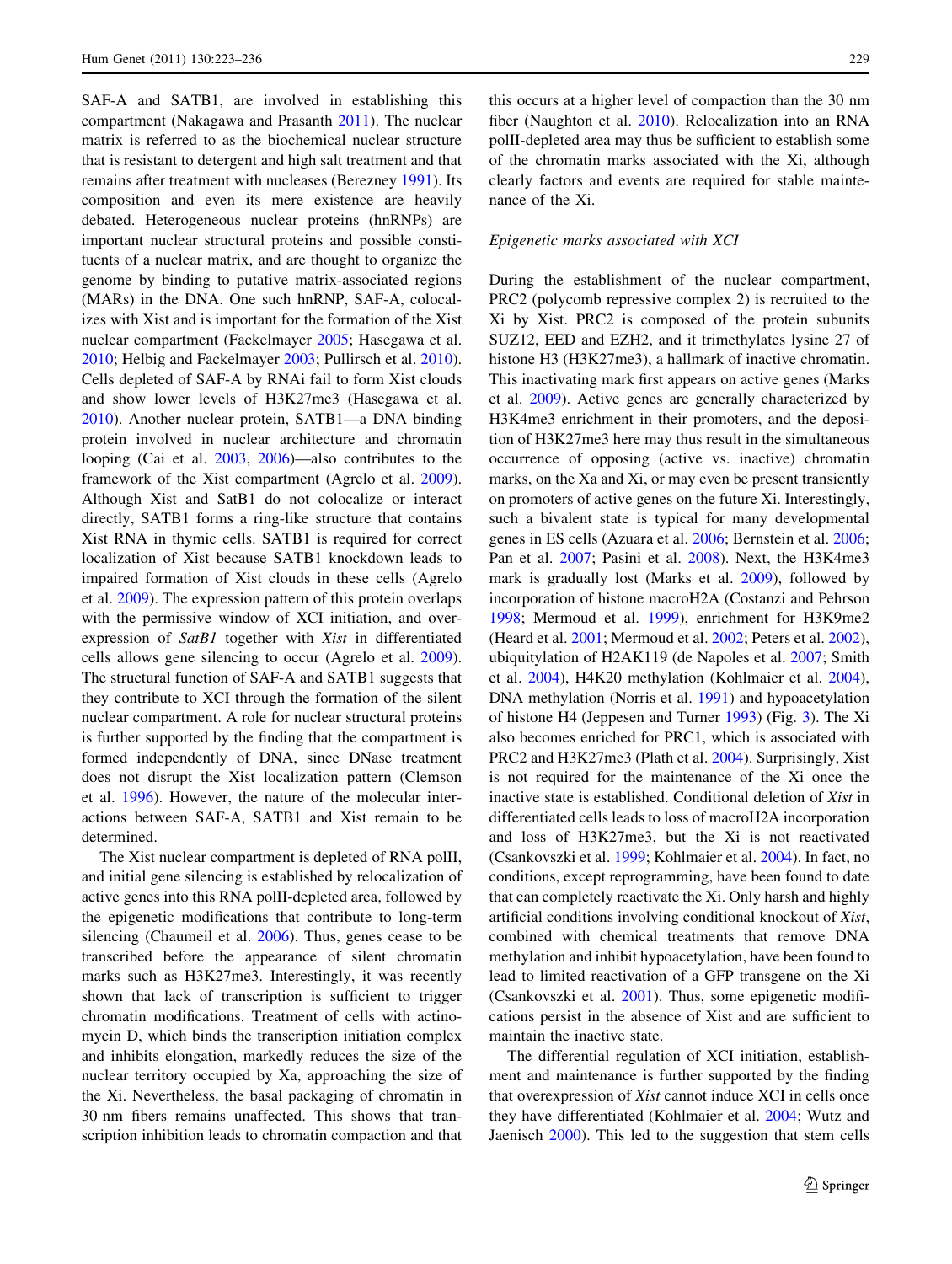SAF-A and SATB1, are involved in establishing this compartment (Nakagawa and Prasanth 2011). The nuclear matrix is referred to as the biochemical nuclear structure that is resistant to detergent and high salt treatment and that remains after treatment with nucleases (Berezney 1991). Its composition and even its mere existence are heavily debated. Heterogeneous nuclear proteins (hnRNPs) are important nuclear structural proteins and possible constituents of a nuclear matrix, and are thought to organize the genome by binding to putative matrix-associated regions (MARs) in the DNA. One such hnRNP, SAF-A, colocalizes with Xist and is important for the formation of the Xist nuclear compartment (Fackelmayer 2005; Hasegawa et al. 2010; Helbig and Fackelmayer 2003; Pullirsch et al. 2010). Cells depleted of SAF-A by RNAi fail to form Xist clouds and show lower levels of H3K27me3 (Hasegawa et al. 2010). Another nuclear protein, SATB1—a DNA binding protein involved in nuclear architecture and chromatin looping (Cai et al. 2003, 2006)—also contributes to the framework of the Xist compartment (Agrelo et al. 2009). Although Xist and SatB1 do not colocalize or interact directly, SATB1 forms a ring-like structure that contains Xist RNA in thymic cells. SATB1 is required for correct localization of Xist because SATB1 knockdown leads to impaired formation of Xist clouds in these cells (Agrelo et al. 2009). The expression pattern of this protein overlaps with the permissive window of XCI initiation, and overexpression of *SatB1* together with *Xist* in differentiated cells allows gene silencing to occur (Agrelo et al. 2009). The structural function of SAF-A and SATB1 suggests that they contribute to XCI through the formation of the silent nuclear compartment. A role for nuclear structural proteins is further supported by the finding that the compartment is formed independently of DNA, since DNase treatment does not disrupt the Xist localization pattern (Clemson et al. 1996). However, the nature of the molecular interactions between SAF-A, SATB1 and Xist remain to be determined.

The Xist nuclear compartment is depleted of RNA polII, and initial gene silencing is established by relocalization of active genes into this RNA polII-depleted area, followed by the epigenetic modifications that contribute to long-term silencing (Chaumeil et al. 2006). Thus, genes cease to be transcribed before the appearance of silent chromatin marks such as H3K27me3. Interestingly, it was recently shown that lack of transcription is sufficient to trigger chromatin modifications. Treatment of cells with actinomycin D, which binds the transcription initiation complex and inhibits elongation, markedly reduces the size of the nuclear territory occupied by Xa, approaching the size of the Xi. Nevertheless, the basal packaging of chromatin in 30 nm fibers remains unaffected. This shows that transcription inhibition leads to chromatin compaction and that this occurs at a higher level of compaction than the 30 nm fiber (Naughton et al. 2010). Relocalization into an RNA polII-depleted area may thus be sufficient to establish some of the chromatin marks associated with the Xi, although clearly factors and events are required for stable maintenance of the Xi.

### *Epigenetic marks associated with XCI*

During the establishment of the nuclear compartment, PRC2 (polycomb repressive complex 2) is recruited to the Xi by Xist. PRC2 is composed of the protein subunits SUZ12, EED and EZH2, and it trimethylates lysine 27 of histone H3 (H3K27me3), a hallmark of inactive chromatin. This inactivating mark first appears on active genes (Marks et al. 2009). Active genes are generally characterized by H3K4me3 enrichment in their promoters, and the deposition of H3K27me3 here may thus result in the simultaneous occurrence of opposing (active vs. inactive) chromatin marks, on the Xa and Xi, or may even be present transiently on promoters of active genes on the future Xi. Interestingly, such a bivalent state is typical for many developmental genes in ES cells (Azuara et al. 2006; Bernstein et al. 2006; Pan et al. 2007; Pasini et al. 2008). Next, the H3K4me3 mark is gradually lost (Marks et al. 2009), followed by incorporation of histone macroH2A (Costanzi and Pehrson 1998; Mermoud et al. 1999), enrichment for H3K9me2 (Heard et al. 2001; Mermoud et al. 2002; Peters et al. 2002), ubiquitylation of H2AK119 (de Napoles et al. 2007; Smith et al. 2004), H4K20 methylation (Kohlmaier et al. 2004), DNA methylation (Norris et al. 1991) and hypoacetylation of histone H4 (Jeppesen and Turner 1993) (Fig. 3). The Xi also becomes enriched for PRC1, which is associated with PRC2 and H3K27me3 (Plath et al. 2004). Surprisingly, Xist is not required for the maintenance of the Xi once the inactive state is established. Conditional deletion of *Xist* in differentiated cells leads to loss of macroH2A incorporation and loss of H3K27me3, but the Xi is not reactivated (Csankovszki et al. 1999; Kohlmaier et al. 2004). In fact, no conditions, except reprogramming, have been found to date that can completely reactivate the Xi. Only harsh and highly artificial conditions involving conditional knockout of *Xist*, combined with chemical treatments that remove DNA methylation and inhibit hypoacetylation, have been found to lead to limited reactivation of a GFP transgene on the Xi (Csankovszki et al. 2001). Thus, some epigenetic modifications persist in the absence of Xist and are sufficient to maintain the inactive state.

The differential regulation of XCI initiation, establishment and maintenance is further supported by the finding that overexpression of *Xist* cannot induce XCI in cells once they have differentiated (Kohlmaier et al. 2004; Wutz and Jaenisch 2000). This led to the suggestion that stem cells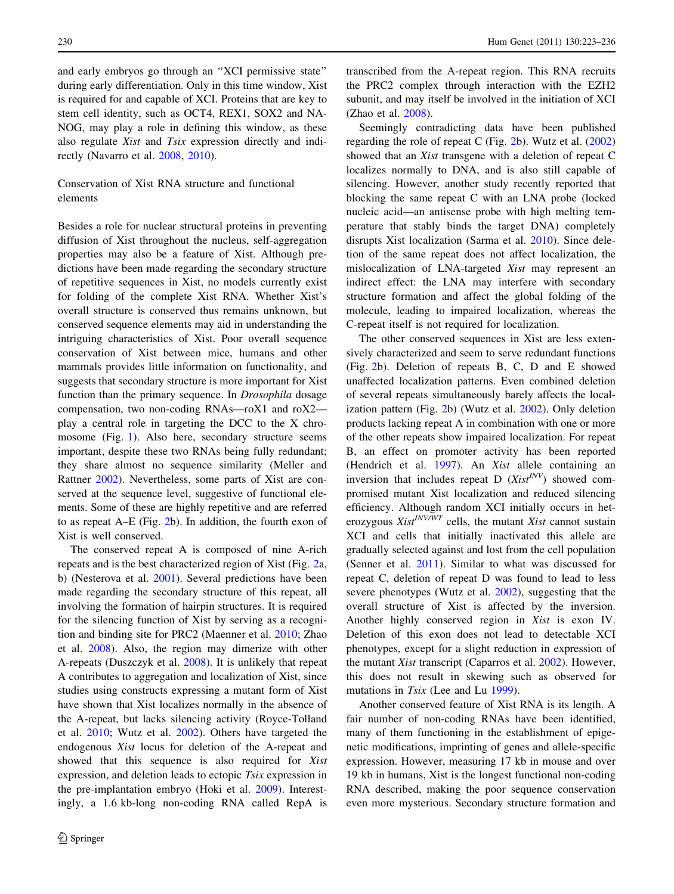and early embryos go through an "XCI permissive state" during early differentiation. Only in this time window, Xist is required for and capable of XCI. Proteins that are key to stem cell identity, such as OCT4, REX1, SOX2 and NANOG, may play a role in defining this window, as these also regulate *Xist* and *Tsix* expression directly and indirectly (Navarro et al. 2008, 2010).

## Conservation of Xist RNA structure and functional elements

Besides a role for nuclear structural proteins in preventing diffusion of Xist throughout the nucleus, self-aggregation properties may also be a feature of Xist. Although predictions have been made regarding the secondary structure of repetitive sequences in Xist, no models currently exist for folding of the complete Xist RNA. Whether Xist's overall structure is conserved thus remains unknown, but conserved sequence elements may aid in understanding the intriguing characteristics of Xist. Poor overall sequence conservation of Xist between mice, humans and other mammals provides little information on functionality, and suggests that secondary structure is more important for Xist function than the primary sequence. In *Drosophila* dosage compensation, two non-coding RNAs—roX1 and roX2—play a central role in targeting the DCC to the X chromosome (Fig. 1). Also here, secondary structure seems important, despite these two RNAs being fully redundant; they share almost no sequence similarity (Meller and Rattner 2002). Nevertheless, some parts of Xist are conserved at the sequence level, suggestive of functional elements. Some of these are highly repetitive and are referred to as repeat A–E (Fig. 2b). In addition, the fourth exon of Xist is well conserved.

The conserved repeat A is composed of nine A-rich repeats and is the best characterized region of Xist (Fig. 2a, b) (Nesterova et al. 2001). Several predictions have been made regarding the secondary structure of this repeat, all involving the formation of hairpin structures. It is required for the silencing function of Xist by serving as a recognition and binding site for PRC2 (Maenner et al. 2010; Zhao et al. 2008). Also, the region may dimerize with other A-repeats (Duszczyk et al. 2008). It is unlikely that repeat A contributes to aggregation and localization of Xist, since studies using constructs expressing a mutant form of Xist have shown that Xist localizes normally in the absence of the A-repeat, but lacks silencing activity (Royce-Tolland et al. 2010; Wutz et al. 2002). Others have targeted the endogenous *Xist* locus for deletion of the A-repeat and showed that this sequence is also required for *Xist* expression, and deletion leads to ectopic *Tsix* expression in the pre-implantation embryo (Hoki et al. 2009). Interestingly, a 1.6 kb-long non-coding RNA called RepA is transcribed from the A-repeat region. This RNA recruits the PRC2 complex through interaction with the EZH2 subunit, and may itself be involved in the initiation of XCI (Zhao et al. 2008).

Seemingly contradicting data have been published regarding the role of repeat C (Fig. 2b). Wutz et al. (2002) showed that an *Xist* transgene with a deletion of repeat C localizes normally to DNA, and is also still capable of silencing. However, another study recently reported that blocking the same repeat C with an LNA probe (locked nucleic acid—an antisense probe with high melting temperature that stably binds the target DNA) completely disrupts Xist localization (Sarma et al. 2010). Since deletion of the same repeat does not affect localization, the mislocalization of LNA-targeted *Xist* may represent an indirect effect: the LNA may interfere with secondary structure formation and affect the global folding of the molecule, leading to impaired localization, whereas the C-repeat itself is not required for localization.

The other conserved sequences in Xist are less extensively characterized and seem to serve redundant functions (Fig. 2b). Deletion of repeats B, C, D and E showed unaffected localization patterns. Even combined deletion of several repeats simultaneously barely affects the localization pattern (Fig. 2b) (Wutz et al. 2002). Only deletion products lacking repeat A in combination with one or more of the other repeats show impaired localization. For repeat B, an effect on promoter activity has been reported (Hendrich et al. 1997). An *Xist* allele containing an inversion that includes repeat D ($Xist^{INV}$) showed compromised mutant Xist localization and reduced silencing efficiency. Although random XCI initially occurs in heterozygous $Xist^{INV/WT}$ cells, the mutant *Xist* cannot sustain XCI and cells that initially inactivated this allele are gradually selected against and lost from the cell population (Senner et al. 2011). Similar to what was discussed for repeat C, deletion of repeat D was found to lead to less severe phenotypes (Wutz et al. 2002), suggesting that the overall structure of Xist is affected by the inversion. Another highly conserved region in *Xist* is exon IV. Deletion of this exon does not lead to detectable XCI phenotypes, except for a slight reduction in expression of the mutant *Xist* transcript (Caparros et al. 2002). However, this does not result in skewing such as observed for mutations in *Tsix* (Lee and Lu 1999).

Another conserved feature of Xist RNA is its length. A fair number of non-coding RNAs have been identified, many of them functioning in the establishment of epigenetic modifications, imprinting of genes and allele-specific expression. However, measuring 17 kb in mouse and over 19 kb in humans, Xist is the longest functional non-coding RNA described, making the poor sequence conservation even more mysterious. Secondary structure formation and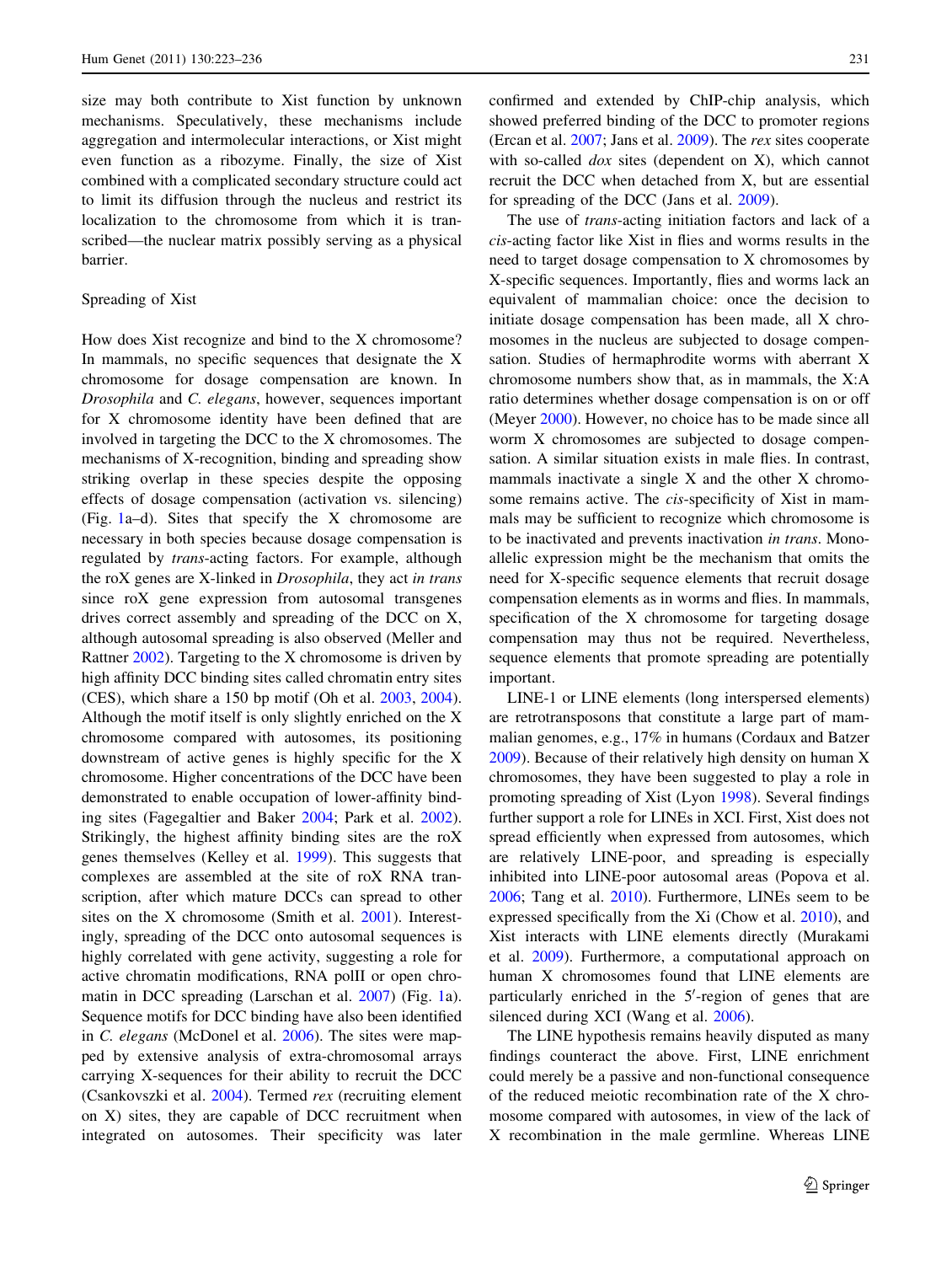size may both contribute to Xist function by unknown mechanisms. Speculatively, these mechanisms include aggregation and intermolecular interactions, or Xist might even function as a ribozyme. Finally, the size of Xist combined with a complicated secondary structure could act to limit its diffusion through the nucleus and restrict its localization to the chromosome from which it is transcribed—the nuclear matrix possibly serving as a physical barrier.

## Spreading of Xist

How does Xist recognize and bind to the X chromosome? In mammals, no specific sequences that designate the X chromosome for dosage compensation are known. In *Drosophila* and *C. elegans*, however, sequences important for X chromosome identity have been defined that are involved in targeting the DCC to the X chromosomes. The mechanisms of X-recognition, binding and spreading show striking overlap in these species despite the opposing effects of dosage compensation (activation vs. silencing) (Fig. 1a–d). Sites that specify the X chromosome are necessary in both species because dosage compensation is regulated by *trans*-acting factors. For example, although the roX genes are X-linked in *Drosophila*, they act *in trans* since roX gene expression from autosomal transgenes drives correct assembly and spreading of the DCC on X, although autosomal spreading is also observed (Meller and Rattner 2002). Targeting to the X chromosome is driven by high affinity DCC binding sites called chromatin entry sites (CES), which share a 150 bp motif (Oh et al. 2003, 2004). Although the motif itself is only slightly enriched on the X chromosome compared with autosomes, its positioning downstream of active genes is highly specific for the X chromosome. Higher concentrations of the DCC have been demonstrated to enable occupation of lower-affinity binding sites (Fagegaltier and Baker 2004; Park et al. 2002). Strikingly, the highest affinity binding sites are the roX genes themselves (Kelley et al. 1999). This suggests that complexes are assembled at the site of roX RNA transcription, after which mature DCCs can spread to other sites on the X chromosome (Smith et al. 2001). Interestingly, spreading of the DCC onto autosomal sequences is highly correlated with gene activity, suggesting a role for active chromatin modifications, RNA polII or open chromatin in DCC spreading (Larschan et al. 2007) (Fig. 1a). Sequence motifs for DCC binding have also been identified in *C. elegans* (McDonel et al. 2006). The sites were mapped by extensive analysis of extra-chromosomal arrays carrying X-sequences for their ability to recruit the DCC (Csankovszki et al. 2004). Termed *rex* (recruiting element on X) sites, they are capable of DCC recruitment when integrated on autosomes. Their specificity was later confirmed and extended by ChIP-chip analysis, which showed preferred binding of the DCC to promoter regions (Ercan et al. 2007; Jans et al. 2009). The *rex* sites cooperate with so-called *dox* sites (dependent on X), which cannot recruit the DCC when detached from X, but are essential for spreading of the DCC (Jans et al. 2009).

The use of *trans*-acting initiation factors and lack of a *cis*-acting factor like Xist in flies and worms results in the need to target dosage compensation to X chromosomes by X-specific sequences. Importantly, flies and worms lack an equivalent of mammalian choice: once the decision to initiate dosage compensation has been made, all X chromosomes in the nucleus are subjected to dosage compensation. Studies of hermaphrodite worms with aberrant X chromosome numbers show that, as in mammals, the X:A ratio determines whether dosage compensation is on or off (Meyer 2000). However, no choice has to be made since all worm X chromosomes are subjected to dosage compensation. A similar situation exists in male flies. In contrast, mammals inactivate a single X and the other X chromosome remains active. The *cis*-specificity of Xist in mammals may be sufficient to recognize which chromosome is to be inactivated and prevents inactivation *in trans*. Monoallelic expression might be the mechanism that omits the need for X-specific sequence elements that recruit dosage compensation elements as in worms and flies. In mammals, specification of the X chromosome for targeting dosage compensation may thus not be required. Nevertheless, sequence elements that promote spreading are potentially important.

LINE-1 or LINE elements (long interspersed elements) are retrotransposons that constitute a large part of mammalian genomes, e.g., 17% in humans (Cordaux and Batzer 2009). Because of their relatively high density on human X chromosomes, they have been suggested to play a role in promoting spreading of Xist (Lyon 1998). Several findings further support a role for LINEs in XCI. First, Xist does not spread efficiently when expressed from autosomes, which are relatively LINE-poor, and spreading is especially inhibited into LINE-poor autosomal areas (Popova et al. 2006; Tang et al. 2010). Furthermore, LINEs seem to be expressed specifically from the Xi (Chow et al. 2010), and Xist interacts with LINE elements directly (Murakami et al. 2009). Furthermore, a computational approach on human X chromosomes found that LINE elements are particularly enriched in the 5′-region of genes that are silenced during XCI (Wang et al. 2006).

The LINE hypothesis remains heavily disputed as many findings counteract the above. First, LINE enrichment could merely be a passive and non-functional consequence of the reduced meiotic recombination rate of the X chromosome compared with autosomes, in view of the lack of X recombination in the male germline. Whereas LINE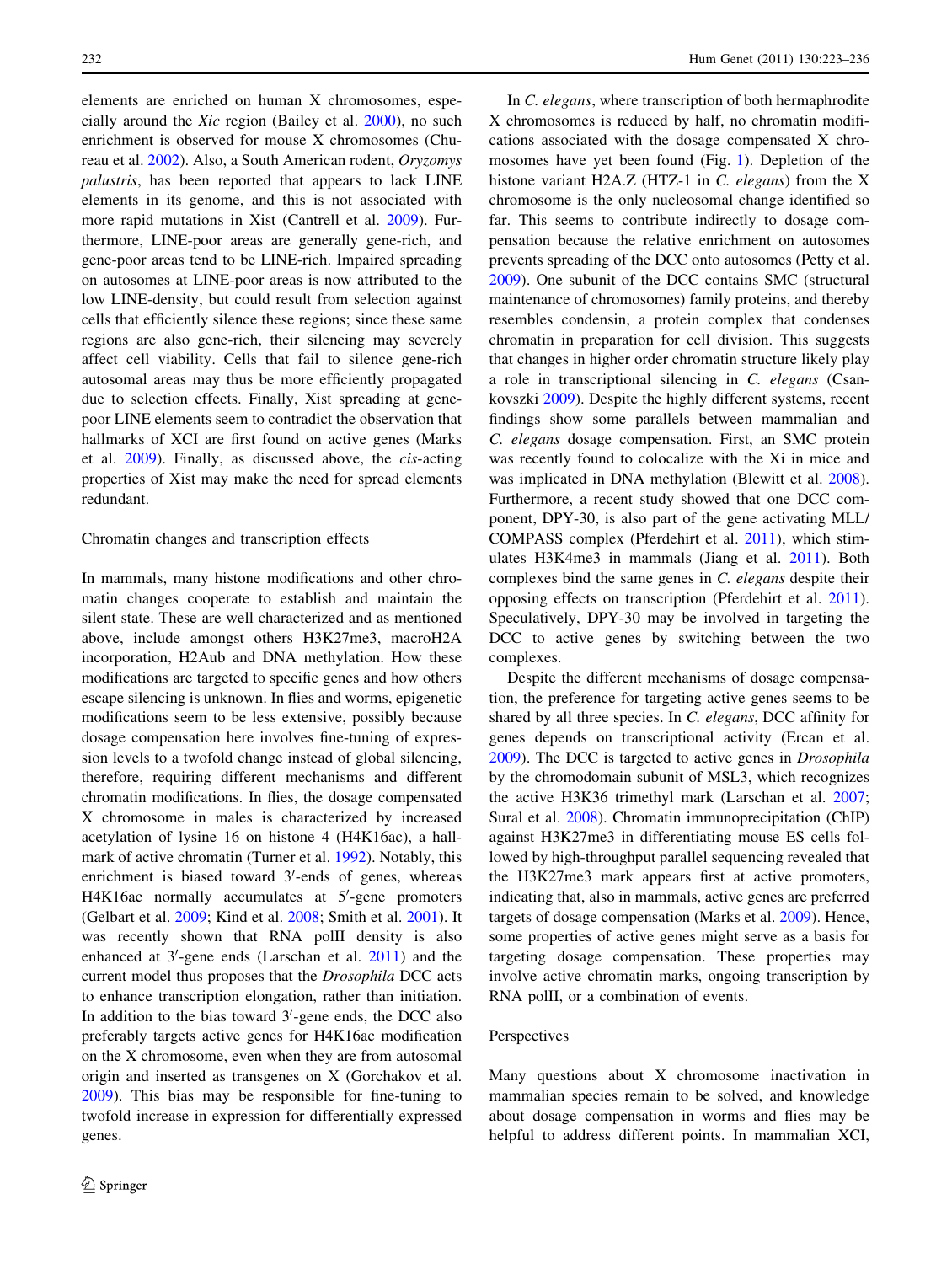elements are enriched on human X chromosomes, especially around the *Xic* region (Bailey et al. 2000), no such enrichment is observed for mouse X chromosomes (Chureau et al. 2002). Also, a South American rodent, *Oryzomys palustris*, has been reported that appears to lack LINE elements in its genome, and this is not associated with more rapid mutations in Xist (Cantrell et al. 2009). Furthermore, LINE-poor areas are generally gene-rich, and gene-poor areas tend to be LINE-rich. Impaired spreading on autosomes at LINE-poor areas is now attributed to the low LINE-density, but could result from selection against cells that efficiently silence these regions; since these same regions are also gene-rich, their silencing may severely affect cell viability. Cells that fail to silence gene-rich autosomal areas may thus be more efficiently propagated due to selection effects. Finally, Xist spreading at gene-poor LINE elements seem to contradict the observation that hallmarks of XCI are first found on active genes (Marks et al. 2009). Finally, as discussed above, the *cis*-acting properties of Xist may make the need for spread elements redundant.

## Chromatin changes and transcription effects

In mammals, many histone modifications and other chromatin changes cooperate to establish and maintain the silent state. These are well characterized and as mentioned above, include amongst others H3K27me3, macroH2A incorporation, H2Aub and DNA methylation. How these modifications are targeted to specific genes and how others escape silencing is unknown. In flies and worms, epigenetic modifications seem to be less extensive, possibly because dosage compensation here involves fine-tuning of expression levels to a twofold change instead of global silencing, therefore, requiring different mechanisms and different chromatin modifications. In flies, the dosage compensated X chromosome in males is characterized by increased acetylation of lysine 16 on histone 4 (H4K16ac), a hallmark of active chromatin (Turner et al. 1992). Notably, this enrichment is biased toward 3′-ends of genes, whereas H4K16ac normally accumulates at 5′-gene promoters (Gelbart et al. 2009; Kind et al. 2008; Smith et al. 2001). It was recently shown that RNA polII density is also enhanced at 3′-gene ends (Larschan et al. 2011) and the current model thus proposes that the *Drosophila* DCC acts to enhance transcription elongation, rather than initiation. In addition to the bias toward 3′-gene ends, the DCC also preferably targets active genes for H4K16ac modification on the X chromosome, even when they are from autosomal origin and inserted as transgenes on X (Gorchakov et al. 2009). This bias may be responsible for fine-tuning to twofold increase in expression for differentially expressed genes.

In *C. elegans*, where transcription of both hermaphrodite X chromosomes is reduced by half, no chromatin modifications associated with the dosage compensated X chromosomes have yet been found (Fig. 1). Depletion of the histone variant H2A.Z (HTZ-1 in *C. elegans*) from the X chromosome is the only nucleosomal change identified so far. This seems to contribute indirectly to dosage compensation because the relative enrichment on autosomes prevents spreading of the DCC onto autosomes (Petty et al. 2009). One subunit of the DCC contains SMC (structural maintenance of chromosomes) family proteins, and thereby resembles condensin, a protein complex that condenses chromatin in preparation for cell division. This suggests that changes in higher order chromatin structure likely play a role in transcriptional silencing in *C. elegans* (Csankovszki 2009). Despite the highly different systems, recent findings show some parallels between mammalian and *C. elegans* dosage compensation. First, an SMC protein was recently found to colocalize with the Xi in mice and was implicated in DNA methylation (Blewitt et al. 2008). Furthermore, a recent study showed that one DCC component, DPY-30, is also part of the gene activating MLL/COMPASS complex (Pferdehirt et al. 2011), which stimulates H3K4me3 in mammals (Jiang et al. 2011). Both complexes bind the same genes in *C. elegans* despite their opposing effects on transcription (Pferdehirt et al. 2011). Speculatively, DPY-30 may be involved in targeting the DCC to active genes by switching between the two complexes.

Despite the different mechanisms of dosage compensation, the preference for targeting active genes seems to be shared by all three species. In *C. elegans*, DCC affinity for genes depends on transcriptional activity (Ercan et al. 2009). The DCC is targeted to active genes in *Drosophila* by the chromodomain subunit of MSL3, which recognizes the active H3K36 trimethyl mark (Larschan et al. 2007; Sural et al. 2008). Chromatin immunoprecipitation (ChIP) against H3K27me3 in differentiating mouse ES cells followed by high-throughput parallel sequencing revealed that the H3K27me3 mark appears first at active promoters, indicating that, also in mammals, active genes are preferred targets of dosage compensation (Marks et al. 2009). Hence, some properties of active genes might serve as a basis for targeting dosage compensation. These properties may involve active chromatin marks, ongoing transcription by RNA polII, or a combination of events.

## Perspectives

Many questions about X chromosome inactivation in mammalian species remain to be solved, and knowledge about dosage compensation in worms and flies may be helpful to address different points. In mammalian XCI,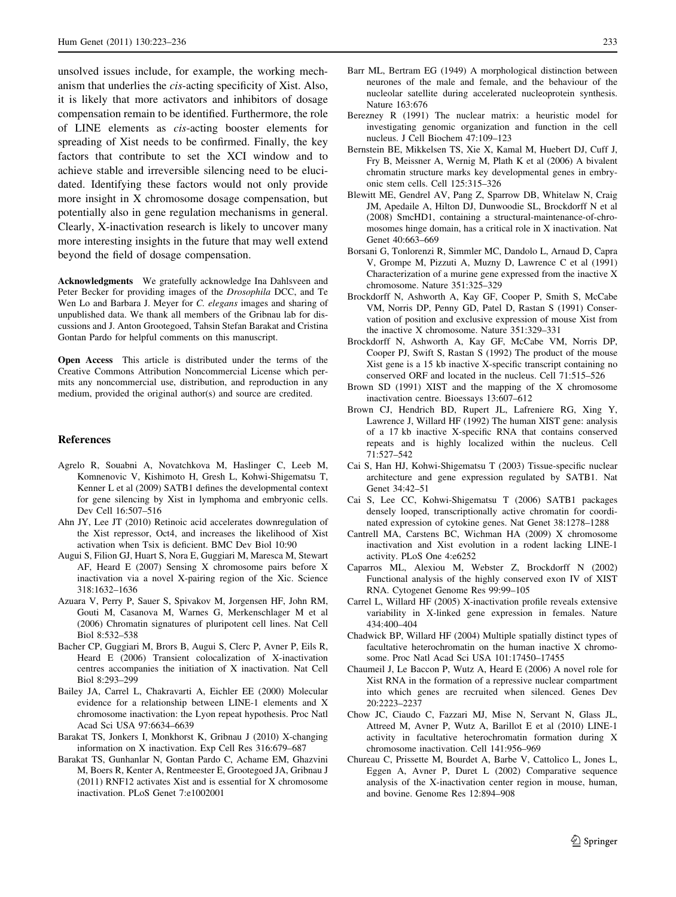unsolved issues include, for example, the working mechanism that underlies the *cis*-acting specificity of Xist. Also, it is likely that more activators and inhibitors of dosage compensation remain to be identified. Furthermore, the role of LINE elements as *cis*-acting booster elements for spreading of Xist needs to be confirmed. Finally, the key factors that contribute to set the XCI window and to achieve stable and irreversible silencing need to be elucidated. Identifying these factors would not only provide more insight in X chromosome dosage compensation, but potentially also in gene regulation mechanisms in general. Clearly, X-inactivation research is likely to uncover many more interesting insights in the future that may well extend beyond the field of dosage compensation.

**Acknowledgments** We gratefully acknowledge Ina Dahlsveen and Peter Becker for providing images of the *Drosophila* DCC, and Te Wen Lo and Barbara J. Meyer for *C. elegans* images and sharing of unpublished data. We thank all members of the Gribnau lab for discussions and J. Anton Grootegoed, Tahsin Stefan Barakat and Cristina Gontan Pardo for helpful comments on this manuscript.

**Open Access** This article is distributed under the terms of the Creative Commons Attribution Noncommercial License which permits any noncommercial use, distribution, and reproduction in any medium, provided the original author(s) and source are credited.

## References

Agrelo R, Souabni A, Novatchkova M, Haslinger C, Leeb M, Komnenovic V, Kishimoto H, Gresh L, Kohwi-Shigematsu T, Kenner L et al (2009) SATB1 defines the developmental context for gene silencing by Xist in lymphoma and embryonic cells. Dev Cell 16:507–516

Ahn JY, Lee JT (2010) Retinoic acid accelerates downregulation of the Xist repressor, Oct4, and increases the likelihood of Xist activation when Tsix is deficient. BMC Dev Biol 10:90

Augui S, Filion GJ, Huart S, Nora E, Guggiari M, Maresca M, Stewart AF, Heard E (2007) Sensing X chromosome pairs before X inactivation via a novel X-pairing region of the Xic. Science 318:1632–1636

Azuara V, Perry P, Sauer S, Spivakov M, Jorgensen HF, John RM, Gouti M, Casanova M, Warnes G, Merkenschlager M et al (2006) Chromatin signatures of pluripotent cell lines. Nat Cell Biol 8:532–538

Bacher CP, Guggiari M, Brors B, Augui S, Clerc P, Avner P, Eils R, Heard E (2006) Transient colocalization of X-inactivation centres accompanies the initiation of X inactivation. Nat Cell Biol 8:293–299

Bailey JA, Carrel L, Chakravarti A, Eichler EE (2000) Molecular evidence for a relationship between LINE-1 elements and X chromosome inactivation: the Lyon repeat hypothesis. Proc Natl Acad Sci USA 97:6634–6639

Barakat TS, Jonkers I, Monkhorst K, Gribnau J (2010) X-changing information on X inactivation. Exp Cell Res 316:679–687

Barakat TS, Gunhanlar N, Gontan Pardo C, Achame EM, Ghazvini M, Boers R, Kenter A, Rentmeester E, Grootegoed JA, Gribnau J (2011) RNF12 activates Xist and is essential for X chromosome inactivation. PLoS Genet 7:e1002001

Barr ML, Bertram EG (1949) A morphological distinction between neurones of the male and female, and the behaviour of the nucleolar satellite during accelerated nucleoprotein synthesis. Nature 163:676

Berezney R (1991) The nuclear matrix: a heuristic model for investigating genomic organization and function in the cell nucleus. J Cell Biochem 47:109–123

Bernstein BE, Mikkelsen TS, Xie X, Kamal M, Huebert DJ, Cuff J, Fry B, Meissner A, Wernig M, Plath K et al (2006) A bivalent chromatin structure marks key developmental genes in embryonic stem cells. Cell 125:315–326

Blewitt ME, Gendrel AV, Pang Z, Sparrow DB, Whitelaw N, Craig JM, Apedaile A, Hilton DJ, Dunwoodie SL, Brockdorff N et al (2008) SmcHD1, containing a structural-maintenance-of-chromosomes hinge domain, has a critical role in X inactivation. Nat Genet 40:663–669

Borsani G, Tonlorenzi R, Simmler MC, Dandolo L, Arnaud D, Capra V, Grompe M, Pizzuti A, Muzny D, Lawrence C et al (1991) Characterization of a murine gene expressed from the inactive X chromosome. Nature 351:325–329

Brockdorff N, Ashworth A, Kay GF, Cooper P, Smith S, McCabe VM, Norris DP, Penny GD, Patel D, Rastan S (1991) Conservation of position and exclusive expression of mouse Xist from the inactive X chromosome. Nature 351:329–331

Brockdorff N, Ashworth A, Kay GF, McCabe VM, Norris DP, Cooper PJ, Swift S, Rastan S (1992) The product of the mouse Xist gene is a 15 kb inactive X-specific transcript containing no conserved ORF and located in the nucleus. Cell 71:515–526

Brown SD (1991) XIST and the mapping of the X chromosome inactivation centre. Bioessays 13:607–612

Brown CJ, Hendrich BD, Rupert JL, Lafreniere RG, Xing Y, Lawrence J, Willard HF (1992) The human XIST gene: analysis of a 17 kb inactive X-specific RNA that contains conserved repeats and is highly localized within the nucleus. Cell 71:527–542

Cai S, Han HJ, Kohwi-Shigematsu T (2003) Tissue-specific nuclear architecture and gene expression regulated by SATB1. Nat Genet 34:42–51

Cai S, Lee CC, Kohwi-Shigematsu T (2006) SATB1 packages densely looped, transcriptionally active chromatin for coordinated expression of cytokine genes. Nat Genet 38:1278–1288

Cantrell MA, Carstens BC, Wichman HA (2009) X chromosome inactivation and Xist evolution in a rodent lacking LINE-1 activity. PLoS One 4:e6252

Caparros ML, Alexiou M, Webster Z, Brockdorff N (2002) Functional analysis of the highly conserved exon IV of XIST RNA. Cytogenet Genome Res 99:99–105

Carrel L, Willard HF (2005) X-inactivation profile reveals extensive variability in X-linked gene expression in females. Nature 434:400–404

Chadwick BP, Willard HF (2004) Multiple spatially distinct types of facultative heterochromatin on the human inactive X chromosome. Proc Natl Acad Sci USA 101:17450–17455

Chaumeil J, Le Baccon P, Wutz A, Heard E (2006) A novel role for Xist RNA in the formation of a repressive nuclear compartment into which genes are recruited when silenced. Genes Dev 20:2223–2237

Chow JC, Ciaudo C, Fazzari MJ, Mise N, Servant N, Glass JL, Attreed M, Avner P, Wutz A, Barillot E et al (2010) LINE-1 activity in facultative heterochromatin formation during X chromosome inactivation. Cell 141:956–969

Chureau C, Prissette M, Bourdet A, Barbe V, Cattolico L, Jones L, Eggen A, Avner P, Duret L (2002) Comparative sequence analysis of the X-inactivation center region in mouse, human, and bovine. Genome Res 12:894–908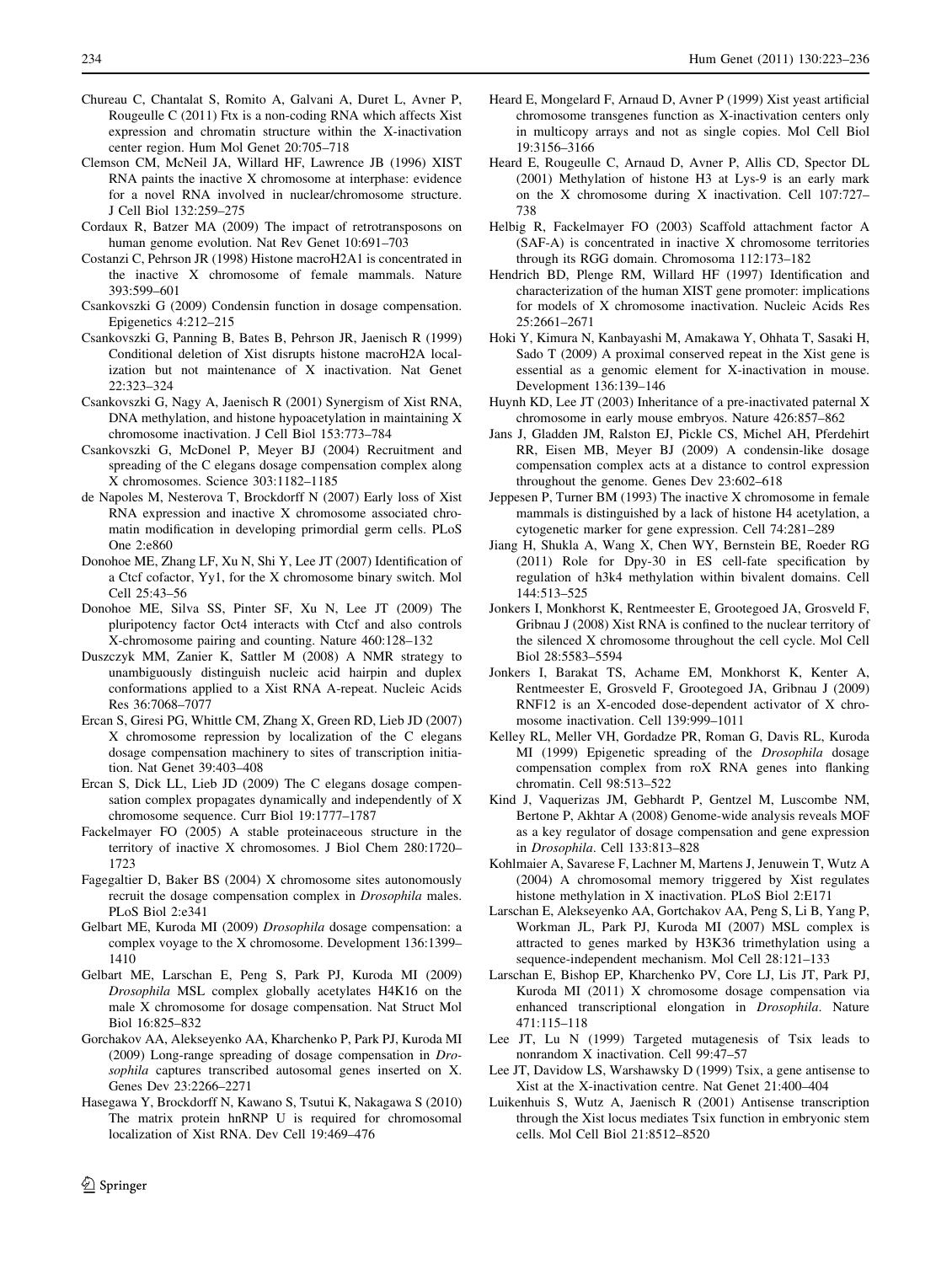Chureau C, Chantalat S, Romito A, Galvani A, Duret L, Avner P, Rougeulle C (2011) Ftx is a non-coding RNA which affects Xist expression and chromatin structure within the X-inactivation center region. Hum Mol Genet 20:705–718

Clemson CM, McNeil JA, Willard HF, Lawrence JB (1996) XIST RNA paints the inactive X chromosome at interphase: evidence for a novel RNA involved in nuclear/chromosome structure. J Cell Biol 132:259–275

Cordaux R, Batzer MA (2009) The impact of retrotransposons on human genome evolution. Nat Rev Genet 10:691–703

Costanzi C, Pehrson JR (1998) Histone macroH2A1 is concentrated in the inactive X chromosome of female mammals. Nature 393:599–601

Csankovszki G (2009) Condensin function in dosage compensation. Epigenetics 4:212–215

Csankovszki G, Panning B, Bates B, Pehrson JR, Jaenisch R (1999) Conditional deletion of Xist disrupts histone macroH2A localization but not maintenance of X inactivation. Nat Genet 22:323–324

Csankovszki G, Nagy A, Jaenisch R (2001) Synergism of Xist RNA, DNA methylation, and histone hypoacetylation in maintaining X chromosome inactivation. J Cell Biol 153:773–784

Csankovszki G, McDonel P, Meyer BJ (2004) Recruitment and spreading of the C elegans dosage compensation complex along X chromosomes. Science 303:1182–1185

de Napoles M, Nesterova T, Brockdorff N (2007) Early loss of Xist RNA expression and inactive X chromosome associated chromatin modification in developing primordial germ cells. PLoS One 2:e860

Donohoe ME, Zhang LF, Xu N, Shi Y, Lee JT (2007) Identification of a Ctcf cofactor, Yy1, for the X chromosome binary switch. Mol Cell 25:43–56

Donohoe ME, Silva SS, Pinter SF, Xu N, Lee JT (2009) The pluripotency factor Oct4 interacts with Ctcf and also controls X-chromosome pairing and counting. Nature 460:128–132

Duszczyk MM, Zanier K, Sattler M (2008) A NMR strategy to unambiguously distinguish nucleic acid hairpin and duplex conformations applied to a Xist RNA A-repeat. Nucleic Acids Res 36:7068–7077

Ercan S, Giresi PG, Whittle CM, Zhang X, Green RD, Lieb JD (2007) X chromosome repression by localization of the C elegans dosage compensation machinery to sites of transcription initiation. Nat Genet 39:403–408

Ercan S, Dick LL, Lieb JD (2009) The C elegans dosage compensation complex propagates dynamically and independently of X chromosome sequence. Curr Biol 19:1777–1787

Fackelmayer FO (2005) A stable proteinaceous structure in the territory of inactive X chromosomes. J Biol Chem 280:1720–1723

Fagegaltier D, Baker BS (2004) X chromosome sites autonomously recruit the dosage compensation complex in *Drosophila* males. PLoS Biol 2:e341

Gelbart ME, Kuroda MI (2009) *Drosophila* dosage compensation: a complex voyage to the X chromosome. Development 136:1399–1410

Gelbart ME, Larschan E, Peng S, Park PJ, Kuroda MI (2009) *Drosophila* MSL complex globally acetylates H4K16 on the male X chromosome for dosage compensation. Nat Struct Mol Biol 16:825–832

Gorchakov AA, Alekseyenko AA, Kharchenko P, Park PJ, Kuroda MI (2009) Long-range spreading of dosage compensation in *Drosophila* captures transcribed autosomal genes inserted on X. Genes Dev 23:2266–2271

Hasegawa Y, Brockdorff N, Kawano S, Tsutui K, Nakagawa S (2010) The matrix protein hnRNP U is required for chromosomal localization of Xist RNA. Dev Cell 19:469–476

Heard E, Mongelard F, Arnaud D, Avner P (1999) Xist yeast artificial chromosome transgenes function as X-inactivation centers only in multicopy arrays and not as single copies. Mol Cell Biol 19:3156–3166

Heard E, Rougeulle C, Arnaud D, Avner P, Allis CD, Spector DL (2001) Methylation of histone H3 at Lys-9 is an early mark on the X chromosome during X inactivation. Cell 107:727–738

Helbig R, Fackelmayer FO (2003) Scaffold attachment factor A (SAF-A) is concentrated in inactive X chromosome territories through its RGG domain. Chromosoma 112:173–182

Hendrich BD, Plenge RM, Willard HF (1997) Identification and characterization of the human XIST gene promoter: implications for models of X chromosome inactivation. Nucleic Acids Res 25:2661–2671

Hoki Y, Kimura N, Kanbayashi M, Amakawa Y, Ohhata T, Sasaki H, Sado T (2009) A proximal conserved repeat in the Xist gene is essential as a genomic element for X-inactivation in mouse. Development 136:139–146

Huynh KD, Lee JT (2003) Inheritance of a pre-inactivated paternal X chromosome in early mouse embryos. Nature 426:857–862

Jans J, Gladden JM, Ralston EJ, Pickle CS, Michel AH, Pferdehirt RR, Eisen MB, Meyer BJ (2009) A condensin-like dosage compensation complex acts at a distance to control expression throughout the genome. Genes Dev 23:602–618

Jeppesen P, Turner BM (1993) The inactive X chromosome in female mammals is distinguished by a lack of histone H4 acetylation, a cytogenetic marker for gene expression. Cell 74:281–289

Jiang H, Shukla A, Wang X, Chen WY, Bernstein BE, Roeder RG (2011) Role for Dpy-30 in ES cell-fate specification by regulation of h3k4 methylation within bivalent domains. Cell 144:513–525

Jonkers I, Monkhorst K, Rentmeester E, Grootegoed JA, Grosveld F, Gribnau J (2008) Xist RNA is confined to the nuclear territory of the silenced X chromosome throughout the cell cycle. Mol Cell Biol 28:5583–5594

Jonkers I, Barakat TS, Achame EM, Monkhorst K, Kenter A, Rentmeester E, Grosveld F, Grootegoed JA, Gribnau J (2009) RNF12 is an X-encoded dose-dependent activator of X chromosome inactivation. Cell 139:999–1011

Kelley RL, Meller VH, Gordadze PR, Roman G, Davis RL, Kuroda MI (1999) Epigenetic spreading of the *Drosophila* dosage compensation complex from roX RNA genes into flanking chromatin. Cell 98:513–522

Kind J, Vaquerizas JM, Gebhardt P, Gentzel M, Luscombe NM, Bertone P, Akhtar A (2008) Genome-wide analysis reveals MOF as a key regulator of dosage compensation and gene expression in *Drosophila*. Cell 133:813–828

Kohlmaier A, Savarese F, Lachner M, Martens J, Jenuwein T, Wutz A (2004) A chromosomal memory triggered by Xist regulates histone methylation in X inactivation. PLoS Biol 2:E171

Larschan E, Alekseyenko AA, Gortchakov AA, Peng S, Li B, Yang P, Workman JL, Park PJ, Kuroda MI (2007) MSL complex is attracted to genes marked by H3K36 trimethylation using a sequence-independent mechanism. Mol Cell 28:121–133

Larschan E, Bishop EP, Kharchenko PV, Core LJ, Lis JT, Park PJ, Kuroda MI (2011) X chromosome dosage compensation via enhanced transcriptional elongation in *Drosophila*. Nature 471:115–118

Lee JT, Lu N (1999) Targeted mutagenesis of Tsix leads to nonrandom X inactivation. Cell 99:47–57

Lee JT, Davidow LS, Warshawsky D (1999) Tsix, a gene antisense to Xist at the X-inactivation centre. Nat Genet 21:400–404

Luikenhuis S, Wutz A, Jaenisch R (2001) Antisense transcription through the Xist locus mediates Tsix function in embryonic stem cells. Mol Cell Biol 21:8512–8520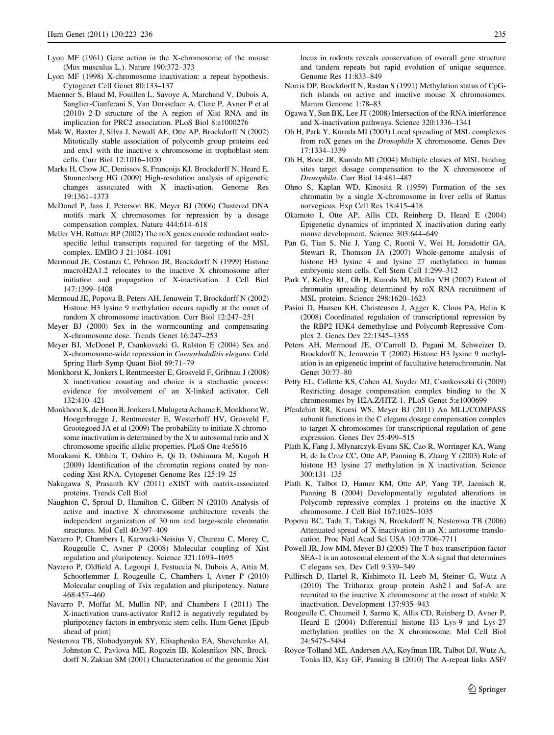Lyon MF (1961) Gene action in the X-chromosome of the mouse (Mus musculus L.). Nature 190:372–373

Lyon MF (1998) X-chromosome inactivation: a repeat hypothesis. Cytogenet Cell Genet 80:133–137

Maenner S, Blaud M, Fouillen L, Savoye A, Marchand V, Dubois A, Sanglier-Cianferani S, Van Dorsselaer A, Clerc P, Avner P et al (2010) 2-D structure of the A region of Xist RNA and its implication for PRC2 association. PLoS Biol 8:e1000276

Mak W, Baxter J, Silva J, Newall AE, Otte AP, Brockdorff N (2002) Mitotically stable association of polycomb group proteins eed and enx1 with the inactive x chromosome in trophoblast stem cells. Curr Biol 12:1016–1020

Marks H, Chow JC, Denissov S, Francoijs KJ, Brockdorff N, Heard E, Stunnenberg HG (2009) High-resolution analysis of epigenetic changes associated with X inactivation. Genome Res 19:1361–1373

McDonel P, Jans J, Peterson BK, Meyer BJ (2006) Clustered DNA motifs mark X chromosomes for repression by a dosage compensation complex. Nature 444:614–618

Meller VH, Rattner BP (2002) The roX genes encode redundant male-specific lethal transcripts required for targeting of the MSL complex. EMBO J 21:1084–1091

Mermoud JE, Costanzi C, Pehrson JR, Brockdorff N (1999) Histone macroH2A1.2 relocates to the inactive X chromosome after initiation and propagation of X-inactivation. J Cell Biol 147:1399–1408

Mermoud JE, Popova B, Peters AH, Jenuwein T, Brockdorff N (2002) Histone H3 lysine 9 methylation occurs rapidly at the onset of random X chromosome inactivation. Curr Biol 12:247–251

Meyer BJ (2000) Sex in the wormcounting and compensating X-chromosome dose. Trends Genet 16:247–253

Meyer BJ, McDonel P, Csankovszki G, Ralston E (2004) Sex and X-chromosome-wide repression in *Caenorhabditis elegans*. Cold Spring Harb Symp Quant Biol 69:71–79

Monkhorst K, Jonkers I, Rentmeester E, Grosveld F, Gribnau J (2008) X inactivation counting and choice is a stochastic process: evidence for involvement of an X-linked activator. Cell 132:410–421

Monkhorst K, de Hoon B, Jonkers I, Mulugeta Achame E, Monkhorst W, Hoogerbrugge J, Rentmeester E, Westerhoff HV, Grosveld F, Grootegoed JA et al (2009) The probability to initiate X chromosome inactivation is determined by the X to autosomal ratio and X chromosome specific allelic properties. PLoS One 4:e5616

Murakami K, Ohhira T, Oshiro E, Qi D, Oshimura M, Kugoh H (2009) Identification of the chromatin regions coated by non-coding Xist RNA. Cytogenet Genome Res 125:19–25

Nakagawa S, Prasanth KV (2011) eXIST with matrix-associated proteins. Trends Cell Biol

Naughton C, Sproul D, Hamilton C, Gilbert N (2010) Analysis of active and inactive X chromosome architecture reveals the independent organization of 30 nm and large-scale chromatin structures. Mol Cell 40:397–409

Navarro P, Chambers I, Karwacki-Neisius V, Chureau C, Morey C, Rougeulle C, Avner P (2008) Molecular coupling of Xist regulation and pluripotency. Science 321:1693–1695

Navarro P, Oldfield A, Legoupi J, Festuccia N, Dubois A, Attia M, Schoorlemmer J, Rougeulle C, Chambers I, Avner P (2010) Molecular coupling of Tsix regulation and pluripotency. Nature 468:457–460

Navarro P, Moffat M, Mullin NP, and Chambers I (2011) The X-inactivation trans-activator Rnf12 is negatively regulated by pluripotency factors in embryonic stem cells. Hum Genet [Epub ahead of print]

Nesterova TB, Slobodyanyuk SY, Elisaphenko EA, Shevchenko AI, Johnston C, Pavlova ME, Rogozin IB, Kolesnikov NN, Brockdorff N, Zakian SM (2001) Characterization of the genomic Xist locus in rodents reveals conservation of overall gene structure and tandem repeats but rapid evolution of unique sequence. Genome Res 11:833–849

Norris DP, Brockdorff N, Rastan S (1991) Methylation status of CpG-rich islands on active and inactive mouse X chromosomes. Mamm Genome 1:78–83

Ogawa Y, Sun BK, Lee JT (2008) Intersection of the RNA interference and X-inactivation pathways. Science 320:1336–1341

Oh H, Park Y, Kuroda MI (2003) Local spreading of MSL complexes from roX genes on the *Drosophila* X chromosome. Genes Dev 17:1334–1339

Oh H, Bone JR, Kuroda MI (2004) Multiple classes of MSL binding sites target dosage compensation to the X chromosome of *Drosophila*. Curr Biol 14:481–487

Ohno S, Kaplan WD, Kinosita R (1959) Formation of the sex chromatin by a single X-chromosome in liver cells of Rattus norvegicus. Exp Cell Res 18:415–418

Okamoto I, Otte AP, Allis CD, Reinberg D, Heard E (2004) Epigenetic dynamics of imprinted X inactivation during early mouse development. Science 303:644–649

Pan G, Tian S, Nie J, Yang C, Ruotti V, Wei H, Jonsdottir GA, Stewart R, Thomson JA (2007) Whole-genome analysis of histone H3 lysine 4 and lysine 27 methylation in human embryonic stem cells. Cell Stem Cell 1:299–312

Park Y, Kelley RL, Oh H, Kuroda MI, Meller VH (2002) Extent of chromatin spreading determined by roX RNA recruitment of MSL proteins. Science 298:1620–1623

Pasini D, Hansen KH, Christensen J, Agger K, Cloos PA, Helin K (2008) Coordinated regulation of transcriptional repression by the RBP2 H3K4 demethylase and Polycomb-Repressive Complex 2. Genes Dev 22:1345–1355

Peters AH, Mermoud JE, O'Carroll D, Pagani M, Schweizer D, Brockdorff N, Jenuwein T (2002) Histone H3 lysine 9 methylation is an epigenetic imprint of facultative heterochromatin. Nat Genet 30:77–80

Petty EL, Collette KS, Cohen AJ, Snyder MJ, Csankovszki G (2009) Restricting dosage compensation complex binding to the X chromosomes by H2A.Z/HTZ-1. PLoS Genet 5:e1000699

Pferdehirt RR, Kruesi WS, Meyer BJ (2011) An MLL/COMPASS subunit functions in the C elegans dosage compensation complex to target X chromosomes for transcriptional regulation of gene expression. Genes Dev 25:499–515

Plath K, Fang J, Mlynarczyk-Evans SK, Cao R, Worringer KA, Wang H, de la Cruz CC, Otte AP, Panning B, Zhang Y (2003) Role of histone H3 lysine 27 methylation in X inactivation. Science 300:131–135

Plath K, Talbot D, Hamer KM, Otte AP, Yang TP, Jaenisch R, Panning B (2004) Developmentally regulated alterations in Polycomb repressive complex 1 proteins on the inactive X chromosome. J Cell Biol 167:1025–1035

Popova BC, Tada T, Takagi N, Brockdorff N, Nesterova TB (2006) Attenuated spread of X-inactivation in an X; autosome translocation. Proc Natl Acad Sci USA 103:7706–7711

Powell JR, Jow MM, Meyer BJ (2005) The T-box transcription factor SEA-1 is an autosomal element of the X:A signal that determines C elegans sex. Dev Cell 9:339–349

Pullirsch D, Hartel R, Kishimoto H, Leeb M, Steiner G, Wutz A (2010) The Trithorax group protein Ash2 l and Saf-A are recruited to the inactive X chromosome at the onset of stable X inactivation. Development 137:935–943

Rougeulle C, Chaumeil J, Sarma K, Allis CD, Reinberg D, Avner P, Heard E (2004) Differential histone H3 Lys-9 and Lys-27 methylation profiles on the X chromosome. Mol Cell Biol 24:5475–5484

Royce-Tolland ME, Andersen AA, Koyfman HR, Talbot DJ, Wutz A, Tonks ID, Kay GF, Panning B (2010) The A-repeat links ASF/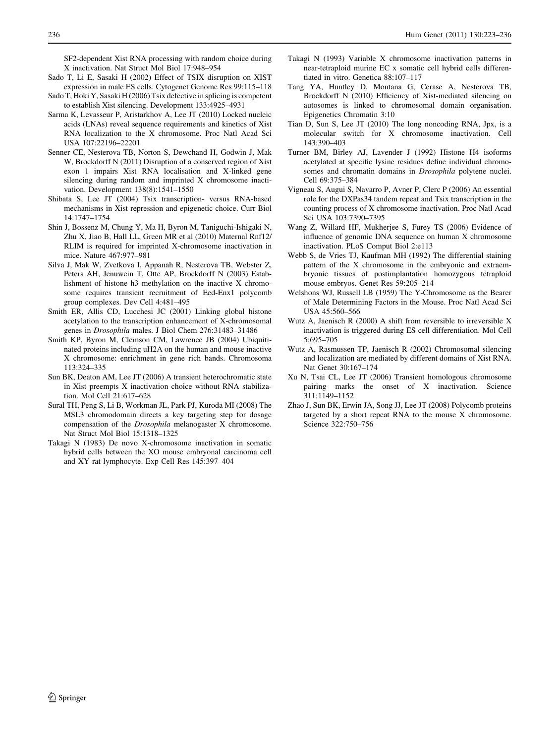SF2-dependent Xist RNA processing with random choice during X inactivation. Nat Struct Mol Biol 17:948–954

Sado T, Li E, Sasaki H (2002) Effect of TSIX disruption on XIST expression in male ES cells. Cytogenet Genome Res 99:115–118

Sado T, Hoki Y, Sasaki H (2006) Tsix defective in splicing is competent to establish Xist silencing. Development 133:4925–4931

Sarma K, Levasseur P, Aristarkhov A, Lee JT (2010) Locked nucleic acids (LNAs) reveal sequence requirements and kinetics of Xist RNA localization to the X chromosome. Proc Natl Acad Sci USA 107:22196–22201

Senner CE, Nesterova TB, Norton S, Dewchand H, Godwin J, Mak W, Brockdorff N (2011) Disruption of a conserved region of Xist exon 1 impairs Xist RNA localisation and X-linked gene silencing during random and imprinted X chromosome inactivation. Development 138(8):1541–1550

Shibata S, Lee JT (2004) Tsix transcription- versus RNA-based mechanisms in Xist repression and epigenetic choice. Curr Biol 14:1747–1754

Shin J, Bossenz M, Chung Y, Ma H, Byron M, Taniguchi-Ishigaki N, Zhu X, Jiao B, Hall LL, Green MR et al (2010) Maternal Rnf12/RLIM is required for imprinted X-chromosome inactivation in mice. Nature 467:977–981

Silva J, Mak W, Zvetkova I, Appanah R, Nesterova TB, Webster Z, Peters AH, Jenuwein T, Otte AP, Brockdorff N (2003) Establishment of histone h3 methylation on the inactive X chromosome requires transient recruitment of Eed-Enx1 polycomb group complexes. Dev Cell 4:481–495

Smith ER, Allis CD, Lucchesi JC (2001) Linking global histone acetylation to the transcription enhancement of X-chromosomal genes in *Drosophila* males. J Biol Chem 276:31483–31486

Smith KP, Byron M, Clemson CM, Lawrence JB (2004) Ubiquitinated proteins including uH2A on the human and mouse inactive X chromosome: enrichment in gene rich bands. Chromosoma 113:324–335

Sun BK, Deaton AM, Lee JT (2006) A transient heterochromatic state in Xist preempts X inactivation choice without RNA stabilization. Mol Cell 21:617–628

Sural TH, Peng S, Li B, Workman JL, Park PJ, Kuroda MI (2008) The MSL3 chromodomain directs a key targeting step for dosage compensation of the *Drosophila* melanogaster X chromosome. Nat Struct Mol Biol 15:1318–1325

Takagi N (1983) De novo X-chromosome inactivation in somatic hybrid cells between the XO mouse embryonal carcinoma cell and XY rat lymphocyte. Exp Cell Res 145:397–404

Takagi N (1993) Variable X chromosome inactivation patterns in near-tetraploid murine EC x somatic cell hybrid cells differentiated in vitro. Genetica 88:107–117

Tang YA, Huntley D, Montana G, Cerase A, Nesterova TB, Brockdorff N (2010) Efficiency of Xist-mediated silencing on autosomes is linked to chromosomal domain organisation. Epigenetics Chromatin 3:10

Tian D, Sun S, Lee JT (2010) The long noncoding RNA, Jpx, is a molecular switch for X chromosome inactivation. Cell 143:390–403

Turner BM, Birley AJ, Lavender J (1992) Histone H4 isoforms acetylated at specific lysine residues define individual chromosomes and chromatin domains in *Drosophila* polytene nuclei. Cell 69:375–384

Vigneau S, Augui S, Navarro P, Avner P, Clerc P (2006) An essential role for the DXPas34 tandem repeat and Tsix transcription in the counting process of X chromosome inactivation. Proc Natl Acad Sci USA 103:7390–7395

Wang Z, Willard HF, Mukherjee S, Furey TS (2006) Evidence of influence of genomic DNA sequence on human X chromosome inactivation. PLoS Comput Biol 2:e113

Webb S, de Vries TJ, Kaufman MH (1992) The differential staining pattern of the X chromosome in the embryonic and extraembryonic tissues of postimplantation homozygous tetraploid mouse embryos. Genet Res 59:205–214

Welshons WJ, Russell LB (1959) The Y-Chromosome as the Bearer of Male Determining Factors in the Mouse. Proc Natl Acad Sci USA 45:560–566

Wutz A, Jaenisch R (2000) A shift from reversible to irreversible X inactivation is triggered during ES cell differentiation. Mol Cell 5:695–705

Wutz A, Rasmussen TP, Jaenisch R (2002) Chromosomal silencing and localization are mediated by different domains of Xist RNA. Nat Genet 30:167–174

Xu N, Tsai CL, Lee JT (2006) Transient homologous chromosome pairing marks the onset of X inactivation. Science 311:1149–1152

Zhao J, Sun BK, Erwin JA, Song JJ, Lee JT (2008) Polycomb proteins targeted by a short repeat RNA to the mouse X chromosome. Science 322:750–756